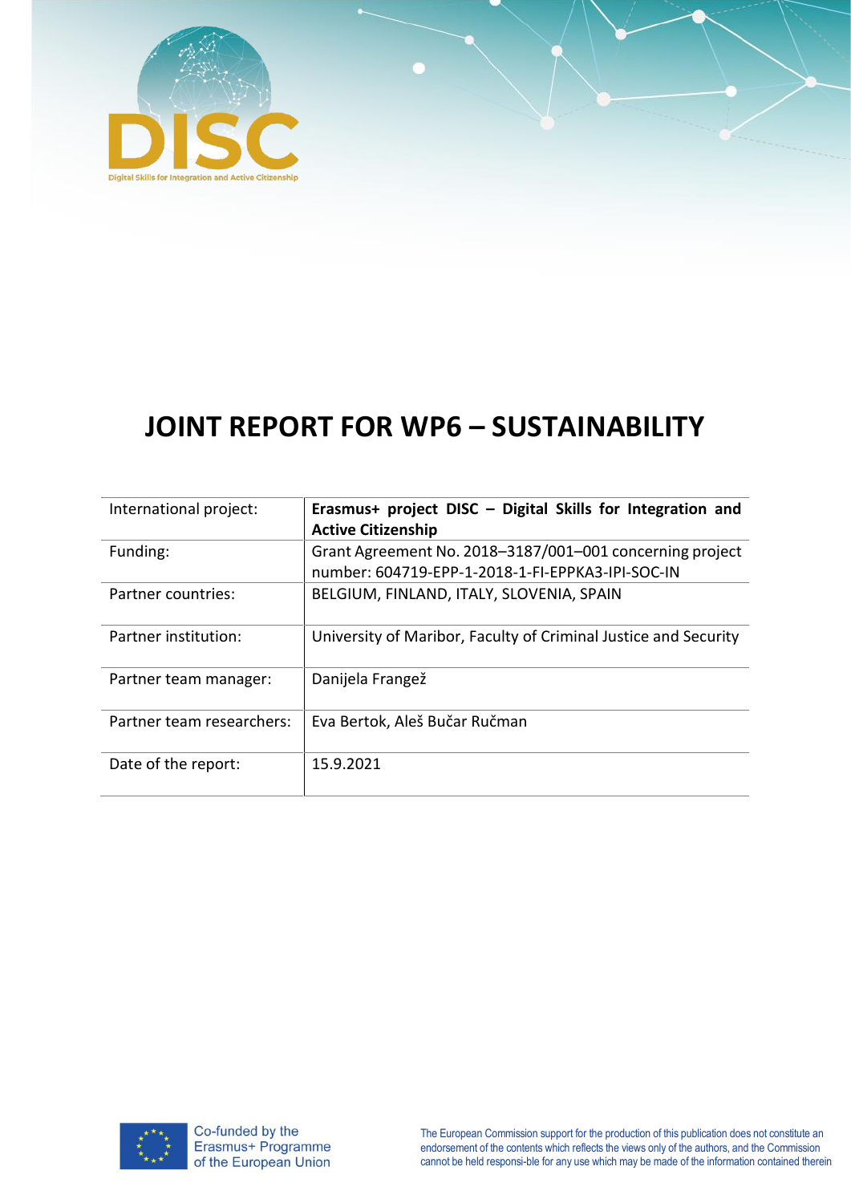# JOINT REPORT FOR WP6 – SUSTAINABILITY

| International project: | **Erasmus+ project DISC – Digital Skills for Integration and Active Citizenship** |
|---|---|
| Funding: | Grant Agreement No. 2018–3187/001–001 concerning project number: 604719-EPP-1-2018-1-FI-EPPKA3-IPI-SOC-IN |
| Partner countries: | BELGIUM, FINLAND, ITALY, SLOVENIA, SPAIN |
| Partner institution: | University of Maribor, Faculty of Criminal Justice and Security |
| Partner team manager: | Danijela Frangež |
| Partner team researchers: | Eva Bertok, Aleš Bučar Ručman |
| Date of the report: | 15.9.2021 |

Co-funded by the Erasmus+ Programme of the European Union

The European Commission support for the production of this publication does not constitute an endorsement of the contents which reflects the views only of the authors, and the Commission cannot be held responsi-ble for any use which may be made of the information contained therein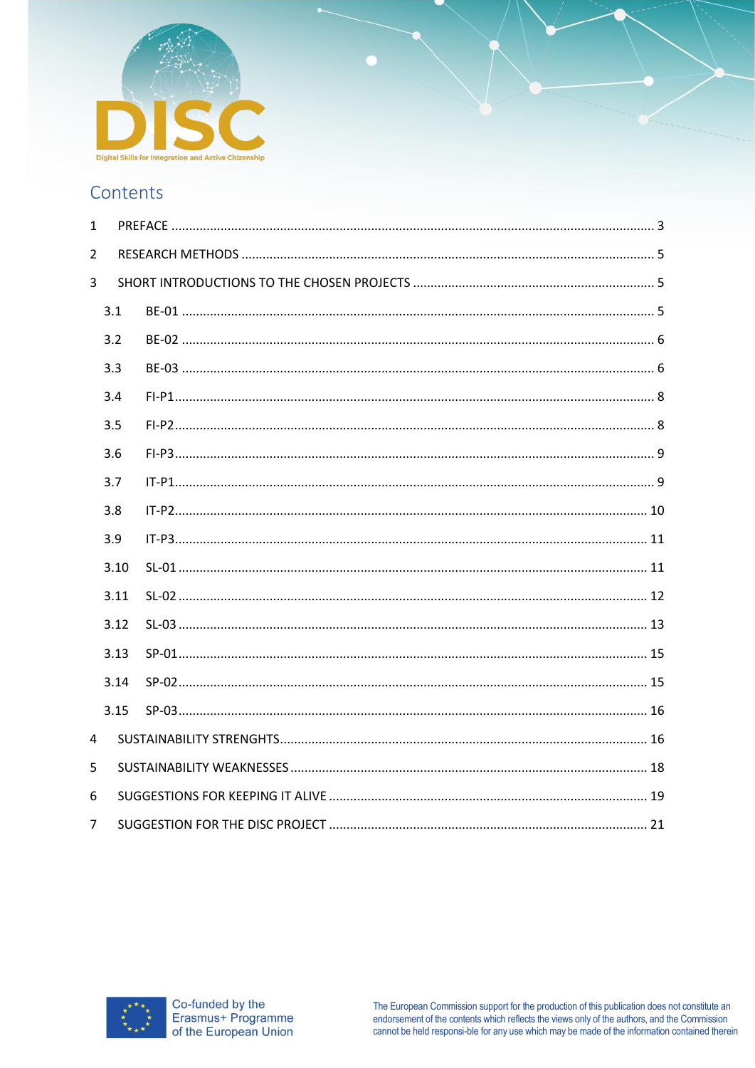## Contents

1 PREFACE ..... 3

2 RESEARCH METHODS ..... 5

3 SHORT INTRODUCTIONS TO THE CHOSEN PROJECTS ..... 5

- 3.1 BE-01 ..... 5
- 3.2 BE-02 ..... 6
- 3.3 BE-03 ..... 6
- 3.4 FI-P1 ..... 8
- 3.5 FI-P2 ..... 8
- 3.6 FI-P3 ..... 9
- 3.7 IT-P1 ..... 9
- 3.8 IT-P2 ..... 10
- 3.9 IT-P3 ..... 11
- 3.10 SL-01 ..... 11
- 3.11 SL-02 ..... 12
- 3.12 SL-03 ..... 13
- 3.13 SP-01 ..... 15
- 3.14 SP-02 ..... 15
- 3.15 SP-03 ..... 16

4 SUSTAINABILITY STRENGHTS ..... 16

5 SUSTAINABILITY WEAKNESSES ..... 18

6 SUGGESTIONS FOR KEEPING IT ALIVE ..... 19

7 SUGGESTION FOR THE DISC PROJECT ..... 21

Co-funded by the Erasmus+ Programme of the European Union

The European Commission support for the production of this publication does not constitute an endorsement of the contents which reflects the views only of the authors, and the Commission cannot be held responsi-ble for any use which may be made of the information contained therein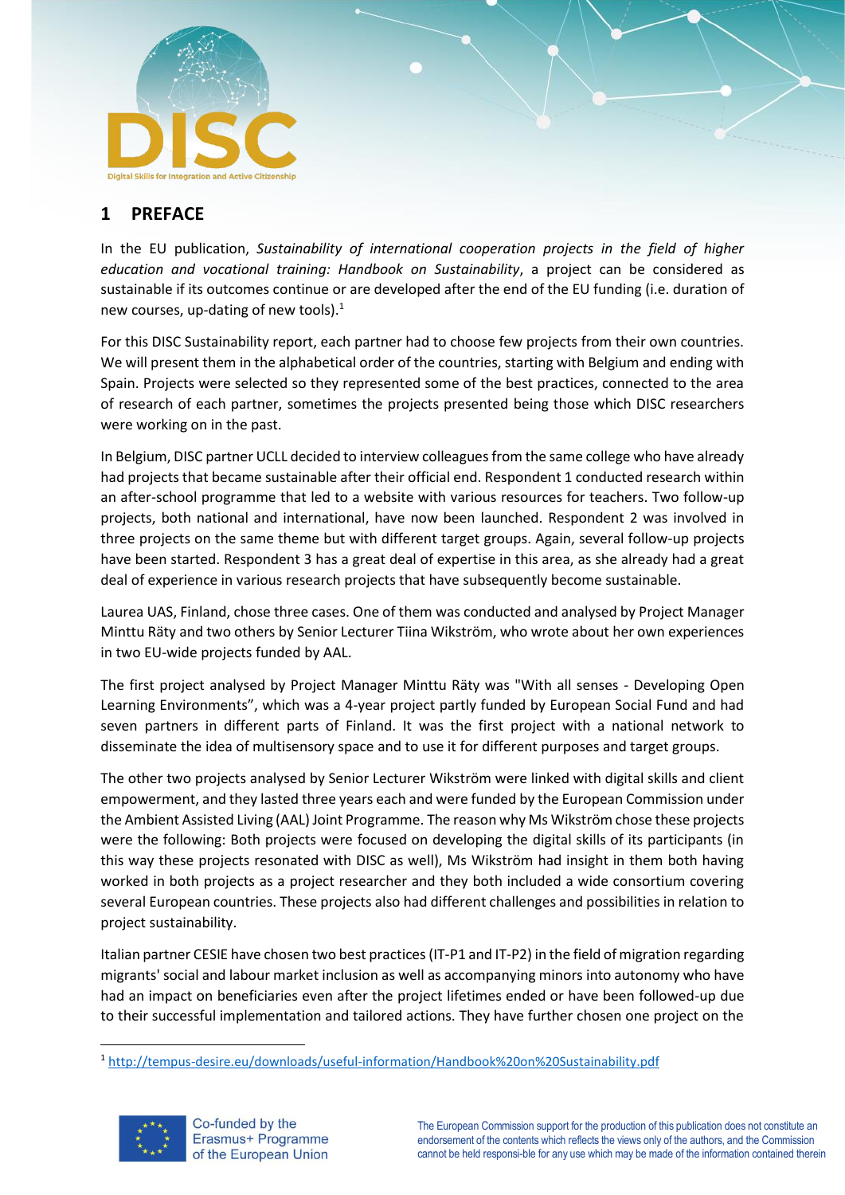## 1 PREFACE

In the EU publication, *Sustainability of international cooperation projects in the field of higher education and vocational training: Handbook on Sustainability*, a project can be considered as sustainable if its outcomes continue or are developed after the end of the EU funding (i.e. duration of new courses, up-dating of new tools).[1]

For this DISC Sustainability report, each partner had to choose few projects from their own countries. We will present them in the alphabetical order of the countries, starting with Belgium and ending with Spain. Projects were selected so they represented some of the best practices, connected to the area of research of each partner, sometimes the projects presented being those which DISC researchers were working on in the past.

In Belgium, DISC partner UCLL decided to interview colleagues from the same college who have already had projects that became sustainable after their official end. Respondent 1 conducted research within an after-school programme that led to a website with various resources for teachers. Two follow-up projects, both national and international, have now been launched. Respondent 2 was involved in three projects on the same theme but with different target groups. Again, several follow-up projects have been started. Respondent 3 has a great deal of expertise in this area, as she already had a great deal of experience in various research projects that have subsequently become sustainable.

Laurea UAS, Finland, chose three cases. One of them was conducted and analysed by Project Manager Minttu Räty and two others by Senior Lecturer Tiina Wikström, who wrote about her own experiences in two EU-wide projects funded by AAL.

The first project analysed by Project Manager Minttu Räty was "With all senses - Developing Open Learning Environments", which was a 4-year project partly funded by European Social Fund and had seven partners in different parts of Finland. It was the first project with a national network to disseminate the idea of multisensory space and to use it for different purposes and target groups.

The other two projects analysed by Senior Lecturer Wikström were linked with digital skills and client empowerment, and they lasted three years each and were funded by the European Commission under the Ambient Assisted Living (AAL) Joint Programme. The reason why Ms Wikström chose these projects were the following: Both projects were focused on developing the digital skills of its participants (in this way these projects resonated with DISC as well), Ms Wikström had insight in them both having worked in both projects as a project researcher and they both included a wide consortium covering several European countries. These projects also had different challenges and possibilities in relation to project sustainability.

Italian partner CESIE have chosen two best practices (IT-P1 and IT-P2) in the field of migration regarding migrants' social and labour market inclusion as well as accompanying minors into autonomy who have had an impact on beneficiaries even after the project lifetimes ended or have been followed-up due to their successful implementation and tailored actions. They have further chosen one project on the

[1] http://tempus-desire.eu/downloads/useful-information/Handbook%20on%20Sustainability.pdf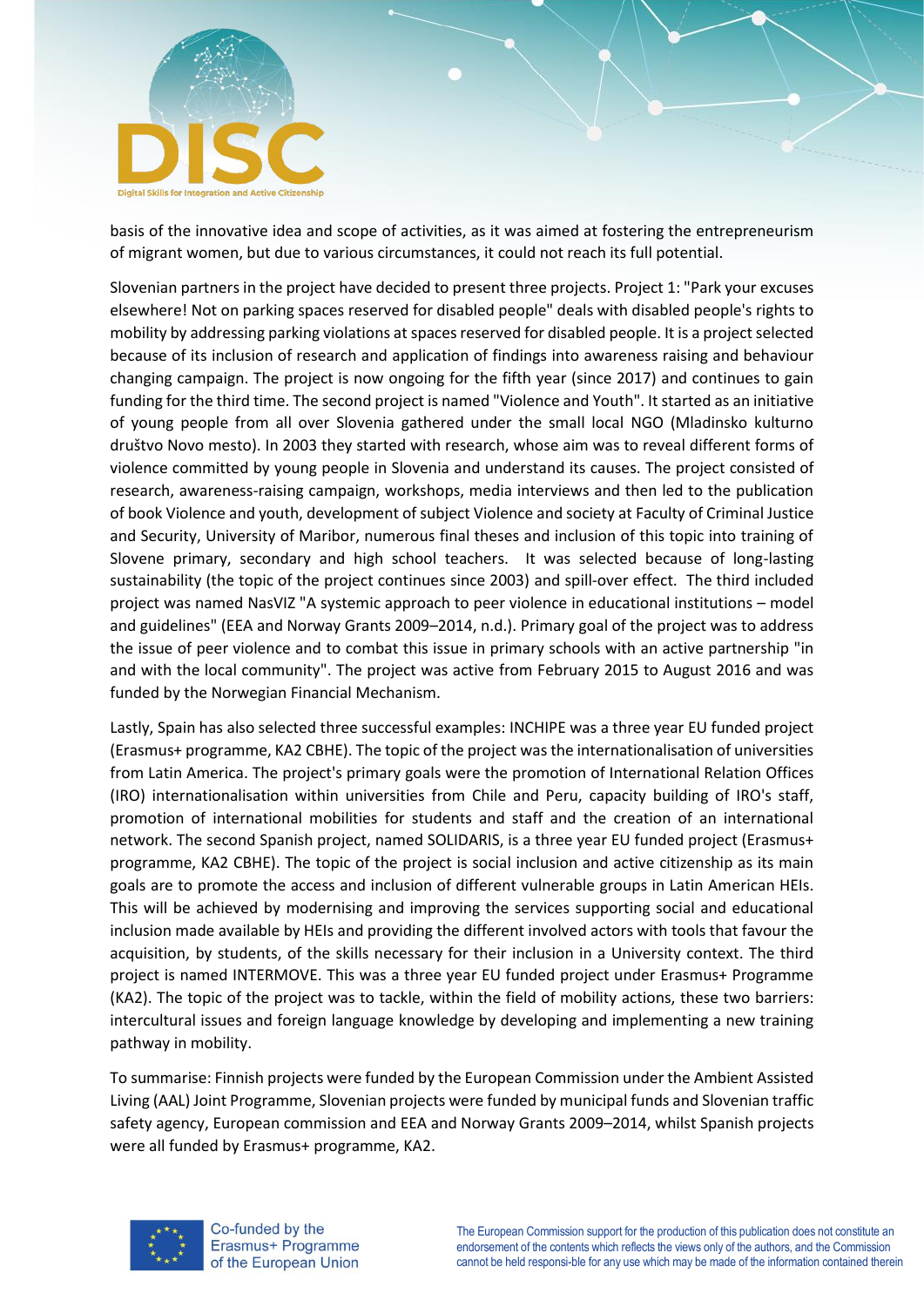basis of the innovative idea and scope of activities, as it was aimed at fostering the entrepreneurism of migrant women, but due to various circumstances, it could not reach its full potential.

Slovenian partners in the project have decided to present three projects. Project 1: "Park your excuses elsewhere! Not on parking spaces reserved for disabled people" deals with disabled people's rights to mobility by addressing parking violations at spaces reserved for disabled people. It is a project selected because of its inclusion of research and application of findings into awareness raising and behaviour changing campaign. The project is now ongoing for the fifth year (since 2017) and continues to gain funding for the third time. The second project is named "Violence and Youth". It started as an initiative of young people from all over Slovenia gathered under the small local NGO (Mladinsko kulturno društvo Novo mesto). In 2003 they started with research, whose aim was to reveal different forms of violence committed by young people in Slovenia and understand its causes. The project consisted of research, awareness-raising campaign, workshops, media interviews and then led to the publication of book Violence and youth, development of subject Violence and society at Faculty of Criminal Justice and Security, University of Maribor, numerous final theses and inclusion of this topic into training of Slovene primary, secondary and high school teachers. It was selected because of long-lasting sustainability (the topic of the project continues since 2003) and spill-over effect. The third included project was named NasVIZ "A systemic approach to peer violence in educational institutions – model and guidelines" (EEA and Norway Grants 2009–2014, n.d.). Primary goal of the project was to address the issue of peer violence and to combat this issue in primary schools with an active partnership "in and with the local community". The project was active from February 2015 to August 2016 and was funded by the Norwegian Financial Mechanism.

Lastly, Spain has also selected three successful examples: INCHIPE was a three year EU funded project (Erasmus+ programme, KA2 CBHE). The topic of the project was the internationalisation of universities from Latin America. The project's primary goals were the promotion of International Relation Offices (IRO) internationalisation within universities from Chile and Peru, capacity building of IRO's staff, promotion of international mobilities for students and staff and the creation of an international network. The second Spanish project, named SOLIDARIS, is a three year EU funded project (Erasmus+ programme, KA2 CBHE). The topic of the project is social inclusion and active citizenship as its main goals are to promote the access and inclusion of different vulnerable groups in Latin American HEIs. This will be achieved by modernising and improving the services supporting social and educational inclusion made available by HEIs and providing the different involved actors with tools that favour the acquisition, by students, of the skills necessary for their inclusion in a University context. The third project is named INTERMOVE. This was a three year EU funded project under Erasmus+ Programme (KA2). The topic of the project was to tackle, within the field of mobility actions, these two barriers: intercultural issues and foreign language knowledge by developing and implementing a new training pathway in mobility.

To summarise: Finnish projects were funded by the European Commission under the Ambient Assisted Living (AAL) Joint Programme, Slovenian projects were funded by municipal funds and Slovenian traffic safety agency, European commission and EEA and Norway Grants 2009–2014, whilst Spanish projects were all funded by Erasmus+ programme, KA2.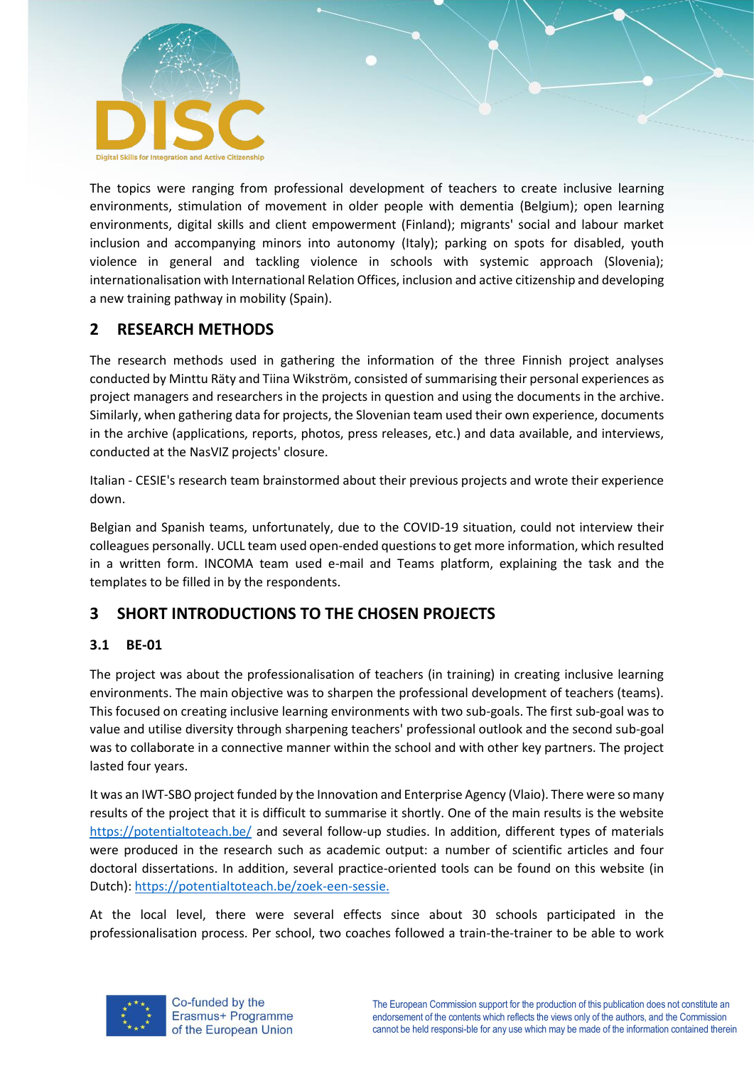The topics were ranging from professional development of teachers to create inclusive learning environments, stimulation of movement in older people with dementia (Belgium); open learning environments, digital skills and client empowerment (Finland); migrants' social and labour market inclusion and accompanying minors into autonomy (Italy); parking on spots for disabled, youth violence in general and tackling violence in schools with systemic approach (Slovenia); internationalisation with International Relation Offices, inclusion and active citizenship and developing a new training pathway in mobility (Spain).

## 2 RESEARCH METHODS

The research methods used in gathering the information of the three Finnish project analyses conducted by Minttu Räty and Tiina Wikström, consisted of summarising their personal experiences as project managers and researchers in the projects in question and using the documents in the archive. Similarly, when gathering data for projects, the Slovenian team used their own experience, documents in the archive (applications, reports, photos, press releases, etc.) and data available, and interviews, conducted at the NasVIZ projects' closure.

Italian - CESIE's research team brainstormed about their previous projects and wrote their experience down.

Belgian and Spanish teams, unfortunately, due to the COVID-19 situation, could not interview their colleagues personally. UCLL team used open-ended questions to get more information, which resulted in a written form. INCOMA team used e-mail and Teams platform, explaining the task and the templates to be filled in by the respondents.

## 3 SHORT INTRODUCTIONS TO THE CHOSEN PROJECTS

### 3.1 BE-01

The project was about the professionalisation of teachers (in training) in creating inclusive learning environments. The main objective was to sharpen the professional development of teachers (teams). This focused on creating inclusive learning environments with two sub-goals. The first sub-goal was to value and utilise diversity through sharpening teachers' professional outlook and the second sub-goal was to collaborate in a connective manner within the school and with other key partners. The project lasted four years.

It was an IWT-SBO project funded by the Innovation and Enterprise Agency (Vlaio). There were so many results of the project that it is difficult to summarise it shortly. One of the main results is the website https://potentialtoteach.be/ and several follow-up studies. In addition, different types of materials were produced in the research such as academic output: a number of scientific articles and four doctoral dissertations. In addition, several practice-oriented tools can be found on this website (in Dutch): https://potentialtoteach.be/zoek-een-sessie.

At the local level, there were several effects since about 30 schools participated in the professionalisation process. Per school, two coaches followed a train-the-trainer to be able to work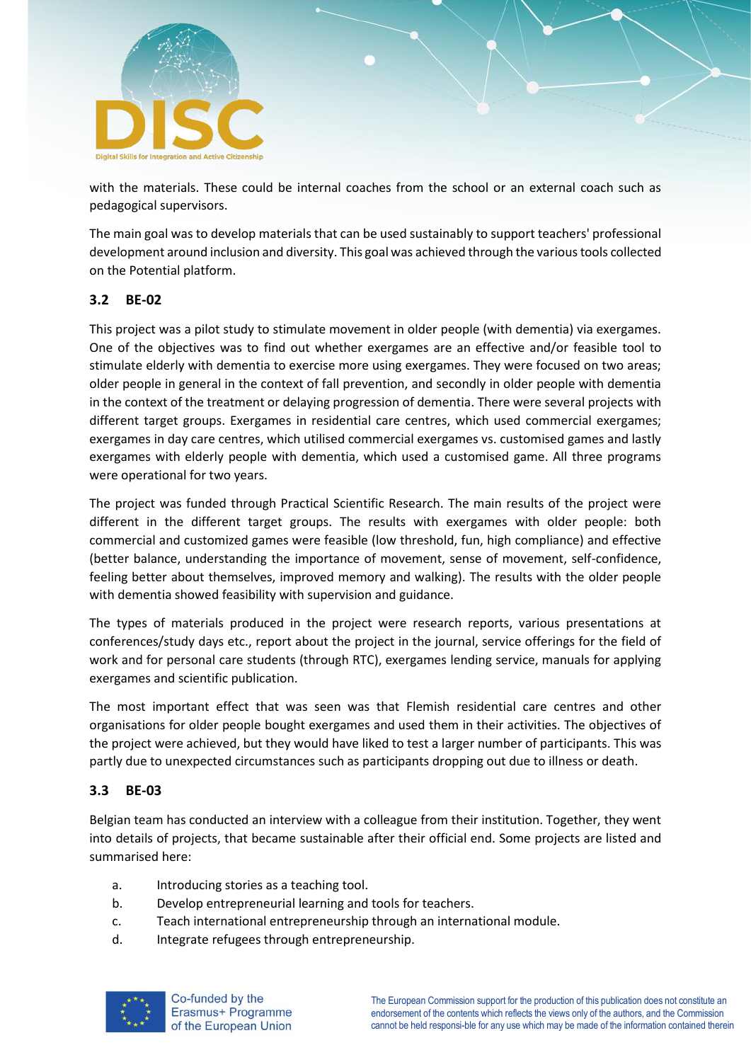with the materials. These could be internal coaches from the school or an external coach such as pedagogical supervisors.

The main goal was to develop materials that can be used sustainably to support teachers' professional development around inclusion and diversity. This goal was achieved through the various tools collected on the Potential platform.

## 3.2 BE-02

This project was a pilot study to stimulate movement in older people (with dementia) via exergames. One of the objectives was to find out whether exergames are an effective and/or feasible tool to stimulate elderly with dementia to exercise more using exergames. They were focused on two areas; older people in general in the context of fall prevention, and secondly in older people with dementia in the context of the treatment or delaying progression of dementia. There were several projects with different target groups. Exergames in residential care centres, which used commercial exergames; exergames in day care centres, which utilised commercial exergames vs. customised games and lastly exergames with elderly people with dementia, which used a customised game. All three programs were operational for two years.

The project was funded through Practical Scientific Research. The main results of the project were different in the different target groups. The results with exergames with older people: both commercial and customized games were feasible (low threshold, fun, high compliance) and effective (better balance, understanding the importance of movement, sense of movement, self-confidence, feeling better about themselves, improved memory and walking). The results with the older people with dementia showed feasibility with supervision and guidance.

The types of materials produced in the project were research reports, various presentations at conferences/study days etc., report about the project in the journal, service offerings for the field of work and for personal care students (through RTC), exergames lending service, manuals for applying exergames and scientific publication.

The most important effect that was seen was that Flemish residential care centres and other organisations for older people bought exergames and used them in their activities. The objectives of the project were achieved, but they would have liked to test a larger number of participants. This was partly due to unexpected circumstances such as participants dropping out due to illness or death.

## 3.3 BE-03

Belgian team has conducted an interview with a colleague from their institution. Together, they went into details of projects, that became sustainable after their official end. Some projects are listed and summarised here:

a. Introducing stories as a teaching tool.
b. Develop entrepreneurial learning and tools for teachers.
c. Teach international entrepreneurship through an international module.
d. Integrate refugees through entrepreneurship.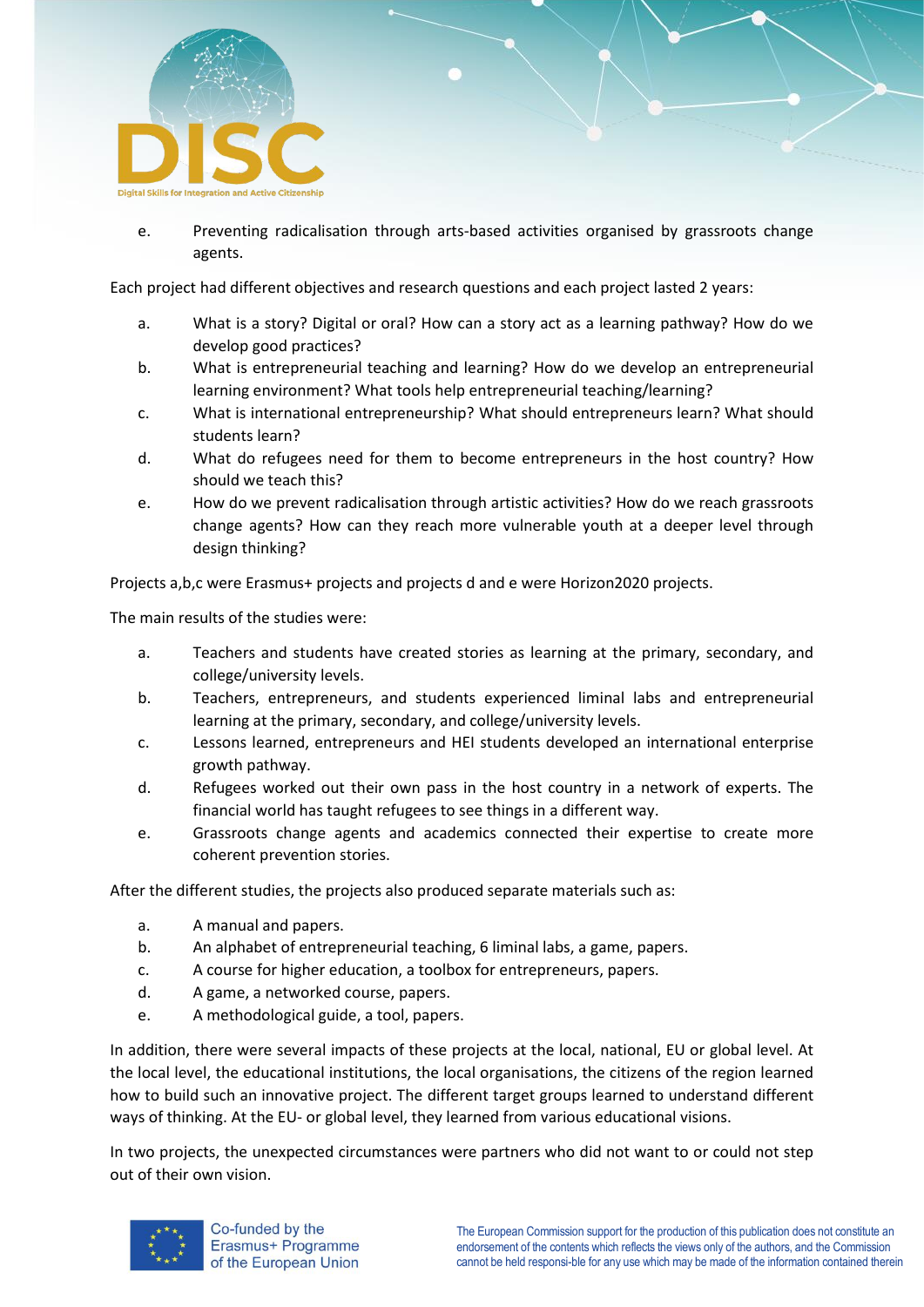e. Preventing radicalisation through arts-based activities organised by grassroots change agents.

Each project had different objectives and research questions and each project lasted 2 years:

a. What is a story? Digital or oral? How can a story act as a learning pathway? How do we develop good practices?
b. What is entrepreneurial teaching and learning? How do we develop an entrepreneurial learning environment? What tools help entrepreneurial teaching/learning?
c. What is international entrepreneurship? What should entrepreneurs learn? What should students learn?
d. What do refugees need for them to become entrepreneurs in the host country? How should we teach this?
e. How do we prevent radicalisation through artistic activities? How do we reach grassroots change agents? How can they reach more vulnerable youth at a deeper level through design thinking?

Projects a,b,c were Erasmus+ projects and projects d and e were Horizon2020 projects.

The main results of the studies were:

a. Teachers and students have created stories as learning at the primary, secondary, and college/university levels.
b. Teachers, entrepreneurs, and students experienced liminal labs and entrepreneurial learning at the primary, secondary, and college/university levels.
c. Lessons learned, entrepreneurs and HEI students developed an international enterprise growth pathway.
d. Refugees worked out their own pass in the host country in a network of experts. The financial world has taught refugees to see things in a different way.
e. Grassroots change agents and academics connected their expertise to create more coherent prevention stories.

After the different studies, the projects also produced separate materials such as:

a. A manual and papers.
b. An alphabet of entrepreneurial teaching, 6 liminal labs, a game, papers.
c. A course for higher education, a toolbox for entrepreneurs, papers.
d. A game, a networked course, papers.
e. A methodological guide, a tool, papers.

In addition, there were several impacts of these projects at the local, national, EU or global level. At the local level, the educational institutions, the local organisations, the citizens of the region learned how to build such an innovative project. The different target groups learned to understand different ways of thinking. At the EU- or global level, they learned from various educational visions.

In two projects, the unexpected circumstances were partners who did not want to or could not step out of their own vision.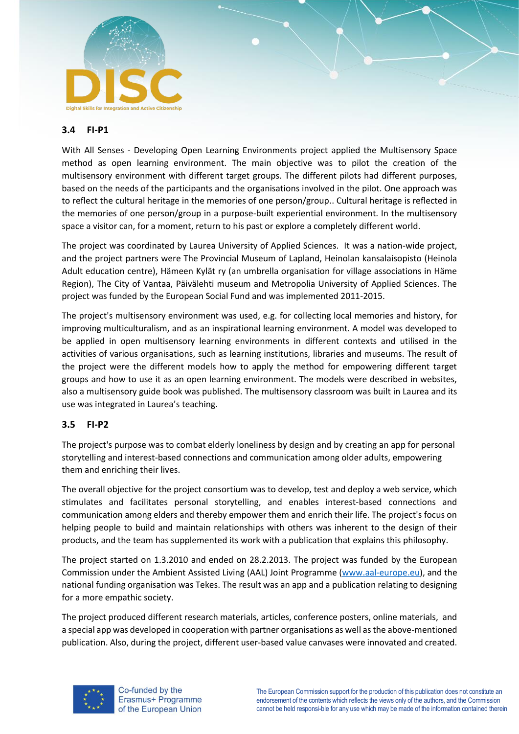### 3.4 FI-P1

With All Senses - Developing Open Learning Environments project applied the Multisensory Space method as open learning environment. The main objective was to pilot the creation of the multisensory environment with different target groups. The different pilots had different purposes, based on the needs of the participants and the organisations involved in the pilot. One approach was to reflect the cultural heritage in the memories of one person/group.. Cultural heritage is reflected in the memories of one person/group in a purpose-built experiential environment. In the multisensory space a visitor can, for a moment, return to his past or explore a completely different world.

The project was coordinated by Laurea University of Applied Sciences. It was a nation-wide project, and the project partners were The Provincial Museum of Lapland, Heinolan kansalaisopisto (Heinola Adult education centre), Hämeen Kylät ry (an umbrella organisation for village associations in Häme Region), The City of Vantaa, Päivälehti museum and Metropolia University of Applied Sciences. The project was funded by the European Social Fund and was implemented 2011-2015.

The project's multisensory environment was used, e.g. for collecting local memories and history, for improving multiculturalism, and as an inspirational learning environment. A model was developed to be applied in open multisensory learning environments in different contexts and utilised in the activities of various organisations, such as learning institutions, libraries and museums. The result of the project were the different models how to apply the method for empowering different target groups and how to use it as an open learning environment. The models were described in websites, also a multisensory guide book was published. The multisensory classroom was built in Laurea and its use was integrated in Laurea's teaching.

### 3.5 FI-P2

The project's purpose was to combat elderly loneliness by design and by creating an app for personal storytelling and interest-based connections and communication among older adults, empowering them and enriching their lives.

The overall objective for the project consortium was to develop, test and deploy a web service, which stimulates and facilitates personal storytelling, and enables interest-based connections and communication among elders and thereby empower them and enrich their life. The project's focus on helping people to build and maintain relationships with others was inherent to the design of their products, and the team has supplemented its work with a publication that explains this philosophy.

The project started on 1.3.2010 and ended on 28.2.2013. The project was funded by the European Commission under the Ambient Assisted Living (AAL) Joint Programme (www.aal-europe.eu), and the national funding organisation was Tekes. The result was an app and a publication relating to designing for a more empathic society.

The project produced different research materials, articles, conference posters, online materials, and a special app was developed in cooperation with partner organisations as well as the above-mentioned publication. Also, during the project, different user-based value canvases were innovated and created.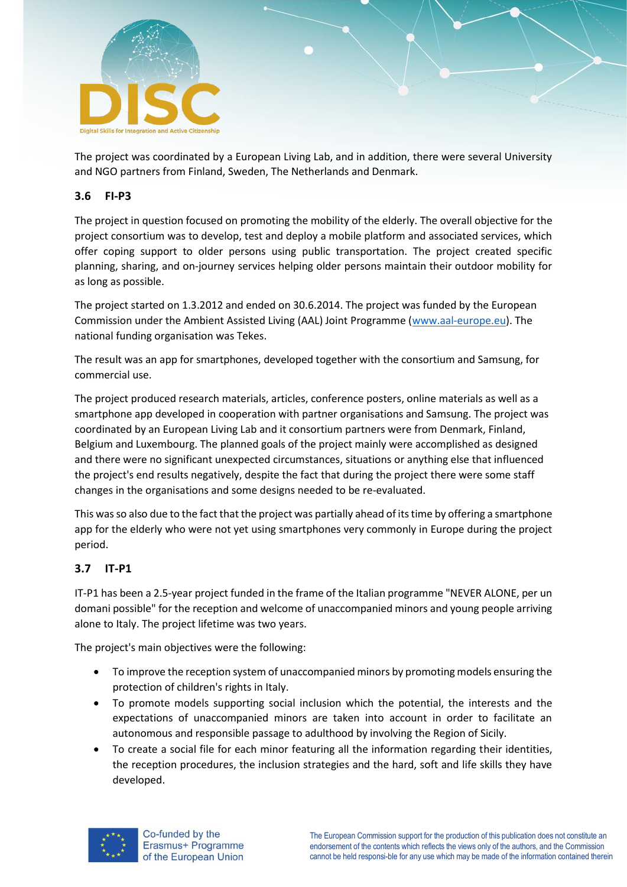The project was coordinated by a European Living Lab, and in addition, there were several University and NGO partners from Finland, Sweden, The Netherlands and Denmark.

### 3.6 FI-P3

The project in question focused on promoting the mobility of the elderly. The overall objective for the project consortium was to develop, test and deploy a mobile platform and associated services, which offer coping support to older persons using public transportation. The project created specific planning, sharing, and on-journey services helping older persons maintain their outdoor mobility for as long as possible.

The project started on 1.3.2012 and ended on 30.6.2014. The project was funded by the European Commission under the Ambient Assisted Living (AAL) Joint Programme (www.aal-europe.eu). The national funding organisation was Tekes.

The result was an app for smartphones, developed together with the consortium and Samsung, for commercial use.

The project produced research materials, articles, conference posters, online materials as well as a smartphone app developed in cooperation with partner organisations and Samsung. The project was coordinated by an European Living Lab and it consortium partners were from Denmark, Finland, Belgium and Luxembourg. The planned goals of the project mainly were accomplished as designed and there were no significant unexpected circumstances, situations or anything else that influenced the project's end results negatively, despite the fact that during the project there were some staff changes in the organisations and some designs needed to be re-evaluated.

This was so also due to the fact that the project was partially ahead of its time by offering a smartphone app for the elderly who were not yet using smartphones very commonly in Europe during the project period.

### 3.7 IT-P1

IT-P1 has been a 2.5-year project funded in the frame of the Italian programme "NEVER ALONE, per un domani possible" for the reception and welcome of unaccompanied minors and young people arriving alone to Italy. The project lifetime was two years.

The project's main objectives were the following:

- To improve the reception system of unaccompanied minors by promoting models ensuring the protection of children's rights in Italy.
- To promote models supporting social inclusion which the potential, the interests and the expectations of unaccompanied minors are taken into account in order to facilitate an autonomous and responsible passage to adulthood by involving the Region of Sicily.
- To create a social file for each minor featuring all the information regarding their identities, the reception procedures, the inclusion strategies and the hard, soft and life skills they have developed.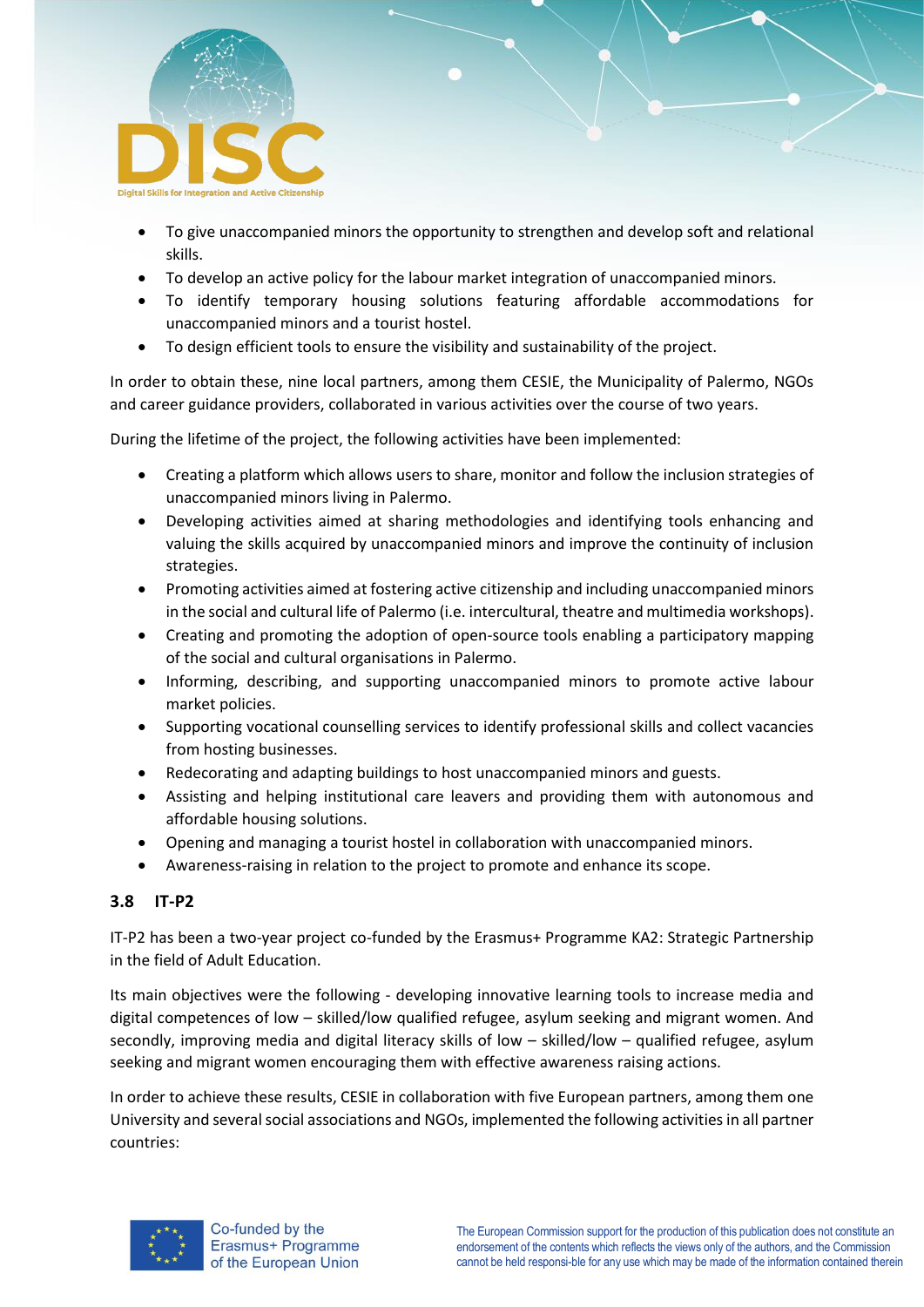- To give unaccompanied minors the opportunity to strengthen and develop soft and relational skills.
- To develop an active policy for the labour market integration of unaccompanied minors.
- To identify temporary housing solutions featuring affordable accommodations for unaccompanied minors and a tourist hostel.
- To design efficient tools to ensure the visibility and sustainability of the project.

In order to obtain these, nine local partners, among them CESIE, the Municipality of Palermo, NGOs and career guidance providers, collaborated in various activities over the course of two years.

During the lifetime of the project, the following activities have been implemented:

- Creating a platform which allows users to share, monitor and follow the inclusion strategies of unaccompanied minors living in Palermo.
- Developing activities aimed at sharing methodologies and identifying tools enhancing and valuing the skills acquired by unaccompanied minors and improve the continuity of inclusion strategies.
- Promoting activities aimed at fostering active citizenship and including unaccompanied minors in the social and cultural life of Palermo (i.e. intercultural, theatre and multimedia workshops).
- Creating and promoting the adoption of open-source tools enabling a participatory mapping of the social and cultural organisations in Palermo.
- Informing, describing, and supporting unaccompanied minors to promote active labour market policies.
- Supporting vocational counselling services to identify professional skills and collect vacancies from hosting businesses.
- Redecorating and adapting buildings to host unaccompanied minors and guests.
- Assisting and helping institutional care leavers and providing them with autonomous and affordable housing solutions.
- Opening and managing a tourist hostel in collaboration with unaccompanied minors.
- Awareness-raising in relation to the project to promote and enhance its scope.

### 3.8 IT-P2

IT-P2 has been a two-year project co-funded by the Erasmus+ Programme KA2: Strategic Partnership in the field of Adult Education.

Its main objectives were the following - developing innovative learning tools to increase media and digital competences of low – skilled/low qualified refugee, asylum seeking and migrant women. And secondly, improving media and digital literacy skills of low – skilled/low – qualified refugee, asylum seeking and migrant women encouraging them with effective awareness raising actions.

In order to achieve these results, CESIE in collaboration with five European partners, among them one University and several social associations and NGOs, implemented the following activities in all partner countries: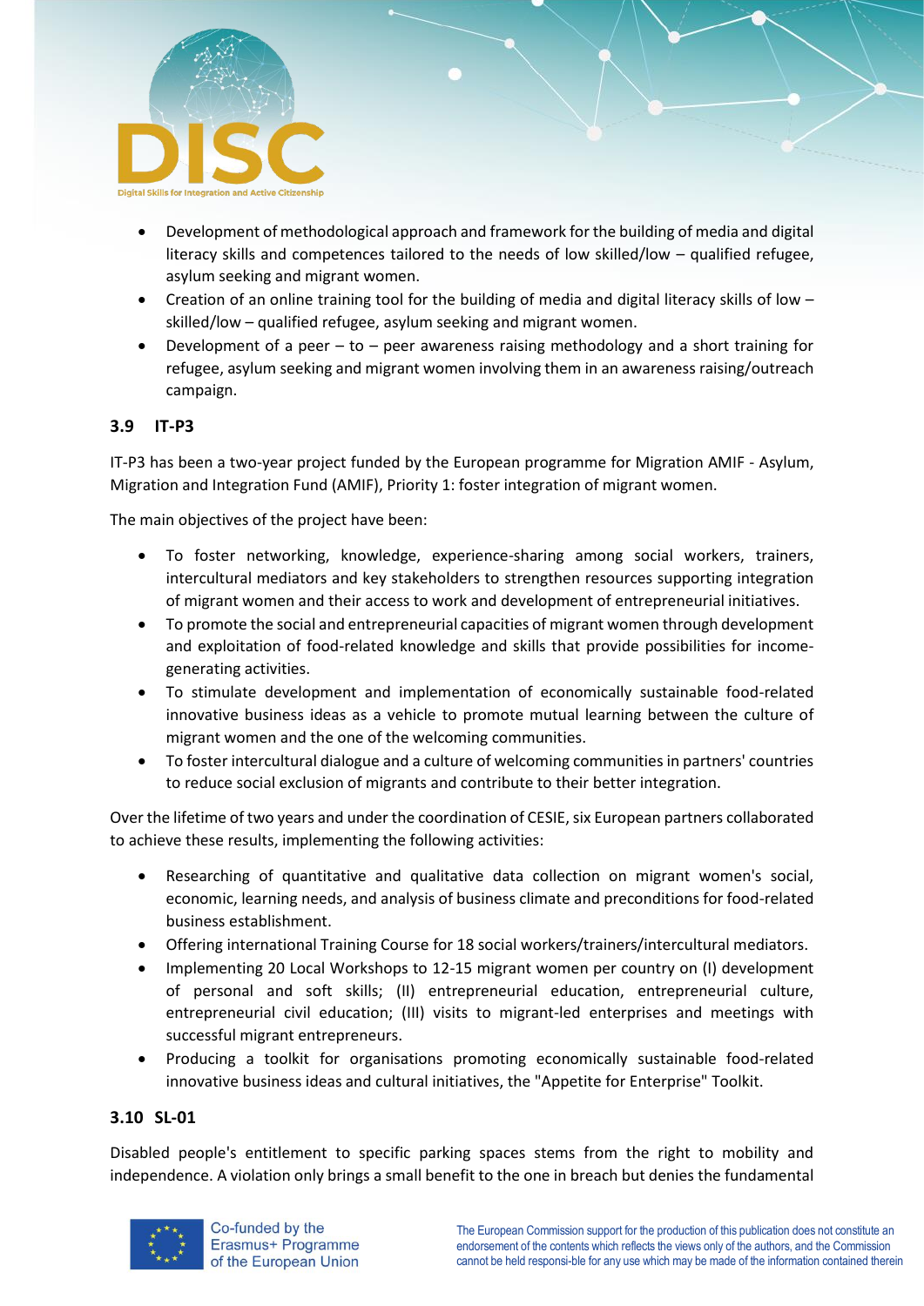- Development of methodological approach and framework for the building of media and digital literacy skills and competences tailored to the needs of low skilled/low – qualified refugee, asylum seeking and migrant women.
- Creation of an online training tool for the building of media and digital literacy skills of low – skilled/low – qualified refugee, asylum seeking and migrant women.
- Development of a peer – to – peer awareness raising methodology and a short training for refugee, asylum seeking and migrant women involving them in an awareness raising/outreach campaign.

### 3.9 IT-P3

IT-P3 has been a two-year project funded by the European programme for Migration AMIF - Asylum, Migration and Integration Fund (AMIF), Priority 1: foster integration of migrant women.

The main objectives of the project have been:

- To foster networking, knowledge, experience-sharing among social workers, trainers, intercultural mediators and key stakeholders to strengthen resources supporting integration of migrant women and their access to work and development of entrepreneurial initiatives.
- To promote the social and entrepreneurial capacities of migrant women through development and exploitation of food-related knowledge and skills that provide possibilities for income-generating activities.
- To stimulate development and implementation of economically sustainable food-related innovative business ideas as a vehicle to promote mutual learning between the culture of migrant women and the one of the welcoming communities.
- To foster intercultural dialogue and a culture of welcoming communities in partners' countries to reduce social exclusion of migrants and contribute to their better integration.

Over the lifetime of two years and under the coordination of CESIE, six European partners collaborated to achieve these results, implementing the following activities:

- Researching of quantitative and qualitative data collection on migrant women's social, economic, learning needs, and analysis of business climate and preconditions for food-related business establishment.
- Offering international Training Course for 18 social workers/trainers/intercultural mediators.
- Implementing 20 Local Workshops to 12-15 migrant women per country on (I) development of personal and soft skills; (II) entrepreneurial education, entrepreneurial culture, entrepreneurial civil education; (III) visits to migrant-led enterprises and meetings with successful migrant entrepreneurs.
- Producing a toolkit for organisations promoting economically sustainable food-related innovative business ideas and cultural initiatives, the "Appetite for Enterprise" Toolkit.

### 3.10 SL-01

Disabled people's entitlement to specific parking spaces stems from the right to mobility and independence. A violation only brings a small benefit to the one in breach but denies the fundamental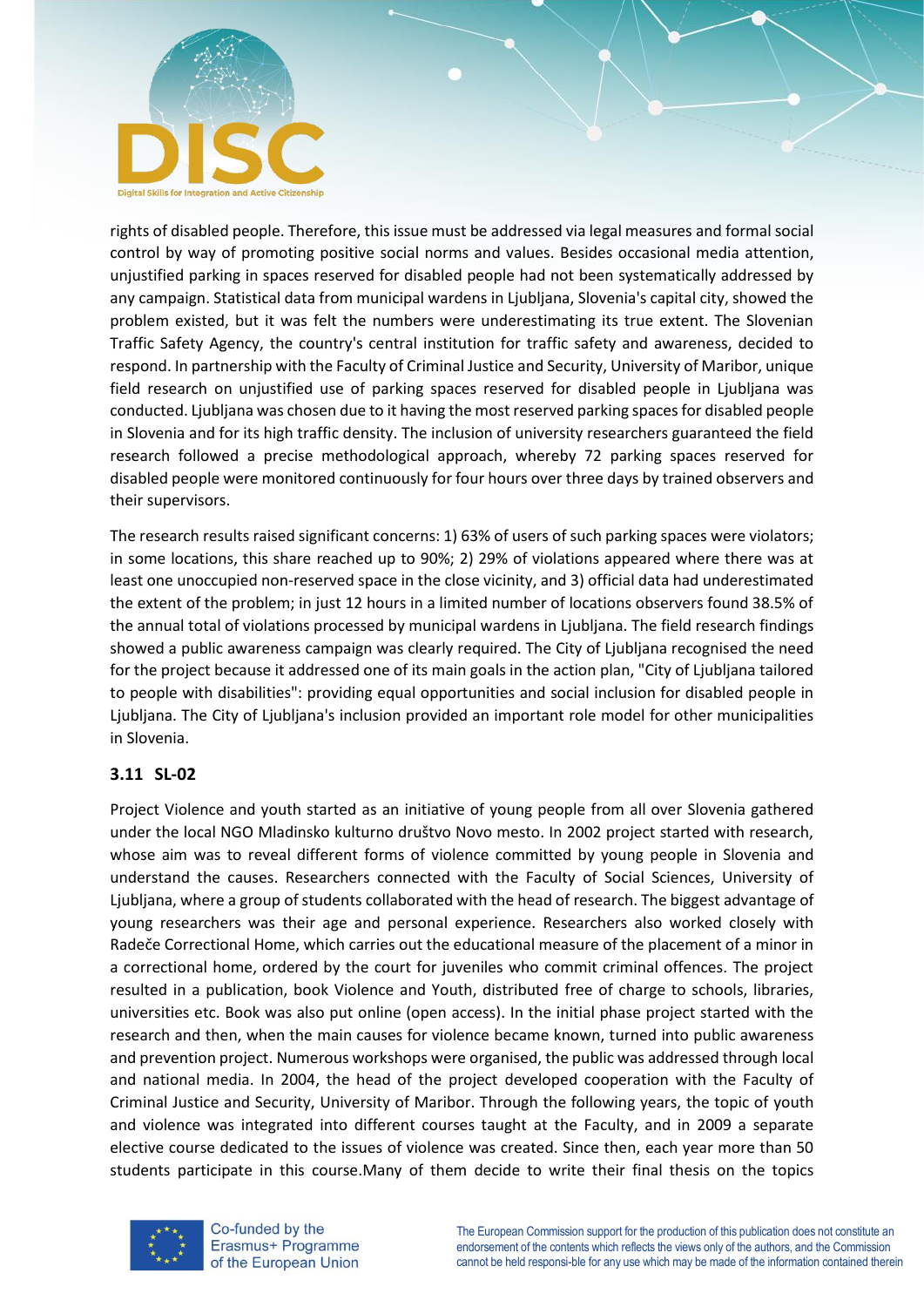rights of disabled people. Therefore, this issue must be addressed via legal measures and formal social control by way of promoting positive social norms and values. Besides occasional media attention, unjustified parking in spaces reserved for disabled people had not been systematically addressed by any campaign. Statistical data from municipal wardens in Ljubljana, Slovenia's capital city, showed the problem existed, but it was felt the numbers were underestimating its true extent. The Slovenian Traffic Safety Agency, the country's central institution for traffic safety and awareness, decided to respond. In partnership with the Faculty of Criminal Justice and Security, University of Maribor, unique field research on unjustified use of parking spaces reserved for disabled people in Ljubljana was conducted. Ljubljana was chosen due to it having the most reserved parking spaces for disabled people in Slovenia and for its high traffic density. The inclusion of university researchers guaranteed the field research followed a precise methodological approach, whereby 72 parking spaces reserved for disabled people were monitored continuously for four hours over three days by trained observers and their supervisors.

The research results raised significant concerns: 1) 63% of users of such parking spaces were violators; in some locations, this share reached up to 90%; 2) 29% of violations appeared where there was at least one unoccupied non-reserved space in the close vicinity, and 3) official data had underestimated the extent of the problem; in just 12 hours in a limited number of locations observers found 38.5% of the annual total of violations processed by municipal wardens in Ljubljana. The field research findings showed a public awareness campaign was clearly required. The City of Ljubljana recognised the need for the project because it addressed one of its main goals in the action plan, "City of Ljubljana tailored to people with disabilities": providing equal opportunities and social inclusion for disabled people in Ljubljana. The City of Ljubljana's inclusion provided an important role model for other municipalities in Slovenia.

### 3.11 SL-02

Project Violence and youth started as an initiative of young people from all over Slovenia gathered under the local NGO Mladinsko kulturno društvo Novo mesto. In 2002 project started with research, whose aim was to reveal different forms of violence committed by young people in Slovenia and understand the causes. Researchers connected with the Faculty of Social Sciences, University of Ljubljana, where a group of students collaborated with the head of research. The biggest advantage of young researchers was their age and personal experience. Researchers also worked closely with Radeče Correctional Home, which carries out the educational measure of the placement of a minor in a correctional home, ordered by the court for juveniles who commit criminal offences. The project resulted in a publication, book Violence and Youth, distributed free of charge to schools, libraries, universities etc. Book was also put online (open access). In the initial phase project started with the research and then, when the main causes for violence became known, turned into public awareness and prevention project. Numerous workshops were organised, the public was addressed through local and national media. In 2004, the head of the project developed cooperation with the Faculty of Criminal Justice and Security, University of Maribor. Through the following years, the topic of youth and violence was integrated into different courses taught at the Faculty, and in 2009 a separate elective course dedicated to the issues of violence was created. Since then, each year more than 50 students participate in this course.Many of them decide to write their final thesis on the topics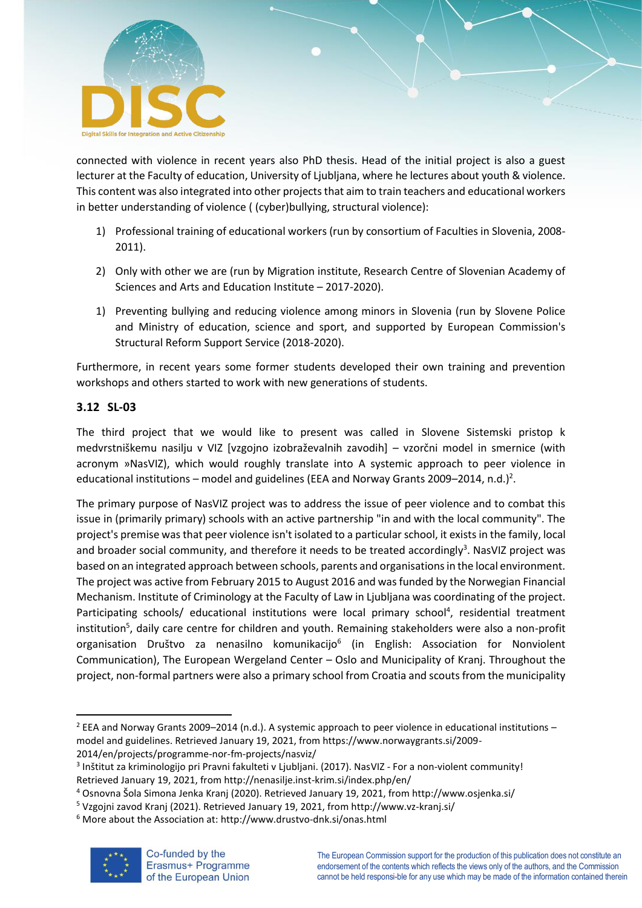connected with violence in recent years also PhD thesis. Head of the initial project is also a guest lecturer at the Faculty of education, University of Ljubljana, where he lectures about youth & violence. This content was also integrated into other projects that aim to train teachers and educational workers in better understanding of violence ( (cyber)bullying, structural violence):

1) Professional training of educational workers (run by consortium of Faculties in Slovenia, 2008-2011).

2) Only with other we are (run by Migration institute, Research Centre of Slovenian Academy of Sciences and Arts and Education Institute – 2017-2020).

1) Preventing bullying and reducing violence among minors in Slovenia (run by Slovene Police and Ministry of education, science and sport, and supported by European Commission's Structural Reform Support Service (2018-2020).

Furthermore, in recent years some former students developed their own training and prevention workshops and others started to work with new generations of students.

### 3.12 SL-03

The third project that we would like to present was called in Slovene Sistemski pristop k medvrstniškemu nasilju v VIZ [vzgojno izobraževalnih zavodih] – vzorčni model in smernice (with acronym »NasVIZ), which would roughly translate into A systemic approach to peer violence in educational institutions – model and guidelines (EEA and Norway Grants 2009–2014, n.d.)[2].

The primary purpose of NasVIZ project was to address the issue of peer violence and to combat this issue in (primarily primary) schools with an active partnership "in and with the local community". The project's premise was that peer violence isn't isolated to a particular school, it exists in the family, local and broader social community, and therefore it needs to be treated accordingly[3]. NasVIZ project was based on an integrated approach between schools, parents and organisations in the local environment. The project was active from February 2015 to August 2016 and was funded by the Norwegian Financial Mechanism. Institute of Criminology at the Faculty of Law in Ljubljana was coordinating of the project. Participating schools/ educational institutions were local primary school[4], residential treatment institution[5], daily care centre for children and youth. Remaining stakeholders were also a non-profit organisation Društvo za nenasilno komunikacijo[6] (in English: Association for Nonviolent Communication), The European Wergeland Center – Oslo and Municipality of Kranj. Throughout the project, non-formal partners were also a primary school from Croatia and scouts from the municipality

---

[2] EEA and Norway Grants 2009–2014 (n.d.). A systemic approach to peer violence in educational institutions – model and guidelines. Retrieved January 19, 2021, from https://www.norwaygrants.si/2009-2014/en/projects/programme-nor-fm-projects/nasviz/

[3] Inštitut za kriminologijo pri Pravni fakulteti v Ljubljani. (2017). NasVIZ - For a non-violent community! Retrieved January 19, 2021, from http://nenasilje.inst-krim.si/index.php/en/

[4] Osnovna Šola Simona Jenka Kranj (2020). Retrieved January 19, 2021, from http://www.osjenka.si/

[5] Vzgojni zavod Kranj (2021). Retrieved January 19, 2021, from http://www.vz-kranj.si/

[6] More about the Association at: http://www.drustvo-dnk.si/onas.html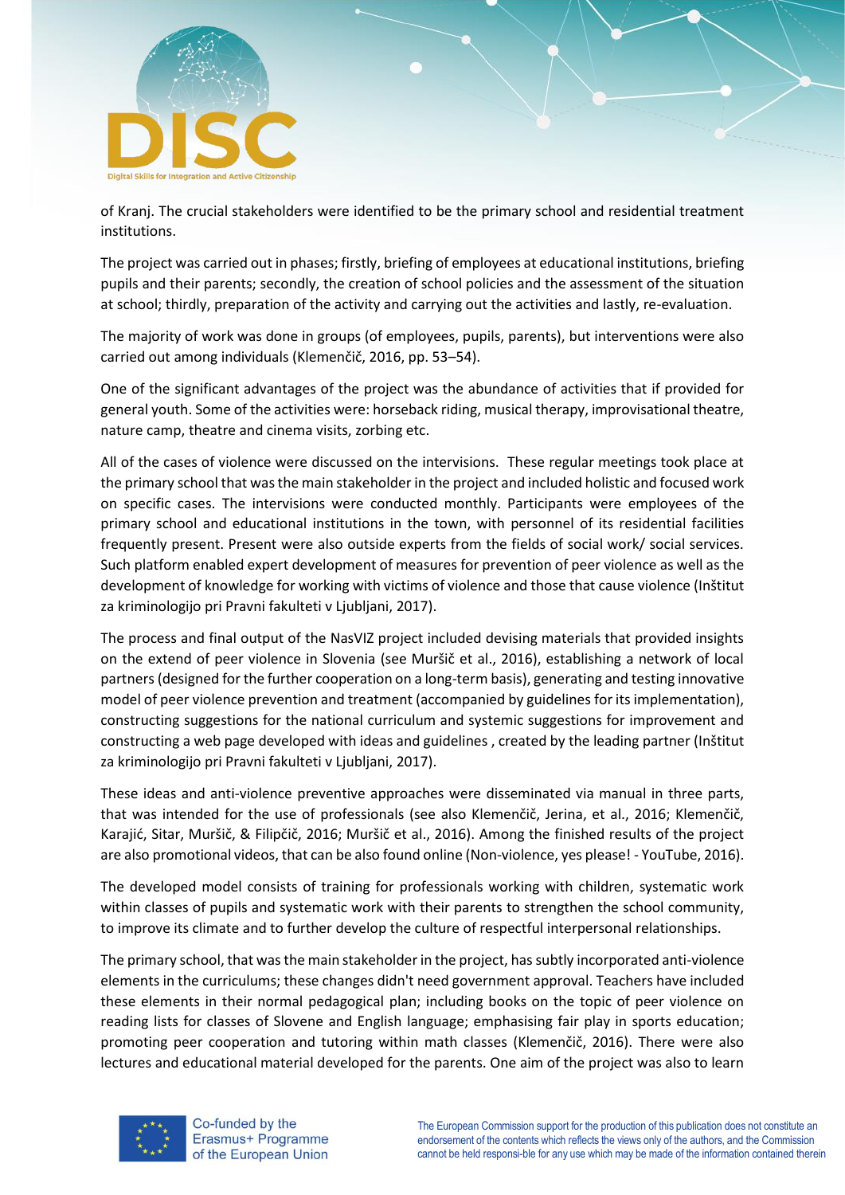of Kranj. The crucial stakeholders were identified to be the primary school and residential treatment institutions.

The project was carried out in phases; firstly, briefing of employees at educational institutions, briefing pupils and their parents; secondly, the creation of school policies and the assessment of the situation at school; thirdly, preparation of the activity and carrying out the activities and lastly, re-evaluation.

The majority of work was done in groups (of employees, pupils, parents), but interventions were also carried out among individuals (Klemenčič, 2016, pp. 53–54).

One of the significant advantages of the project was the abundance of activities that if provided for general youth. Some of the activities were: horseback riding, musical therapy, improvisational theatre, nature camp, theatre and cinema visits, zorbing etc.

All of the cases of violence were discussed on the intervisions. These regular meetings took place at the primary school that was the main stakeholder in the project and included holistic and focused work on specific cases. The intervisions were conducted monthly. Participants were employees of the primary school and educational institutions in the town, with personnel of its residential facilities frequently present. Present were also outside experts from the fields of social work/ social services. Such platform enabled expert development of measures for prevention of peer violence as well as the development of knowledge for working with victims of violence and those that cause violence (Inštitut za kriminologijo pri Pravni fakulteti v Ljubljani, 2017).

The process and final output of the NasVIZ project included devising materials that provided insights on the extend of peer violence in Slovenia (see Muršič et al., 2016), establishing a network of local partners (designed for the further cooperation on a long-term basis), generating and testing innovative model of peer violence prevention and treatment (accompanied by guidelines for its implementation), constructing suggestions for the national curriculum and systemic suggestions for improvement and constructing a web page developed with ideas and guidelines , created by the leading partner (Inštitut za kriminologijo pri Pravni fakulteti v Ljubljani, 2017).

These ideas and anti-violence preventive approaches were disseminated via manual in three parts, that was intended for the use of professionals (see also Klemenčič, Jerina, et al., 2016; Klemenčič, Karajić, Sitar, Muršič, & Filipčič, 2016; Muršič et al., 2016). Among the finished results of the project are also promotional videos, that can be also found online (Non-violence, yes please! - YouTube, 2016).

The developed model consists of training for professionals working with children, systematic work within classes of pupils and systematic work with their parents to strengthen the school community, to improve its climate and to further develop the culture of respectful interpersonal relationships.

The primary school, that was the main stakeholder in the project, has subtly incorporated anti-violence elements in the curriculums; these changes didn't need government approval. Teachers have included these elements in their normal pedagogical plan; including books on the topic of peer violence on reading lists for classes of Slovene and English language; emphasising fair play in sports education; promoting peer cooperation and tutoring within math classes (Klemenčič, 2016). There were also lectures and educational material developed for the parents. One aim of the project was also to learn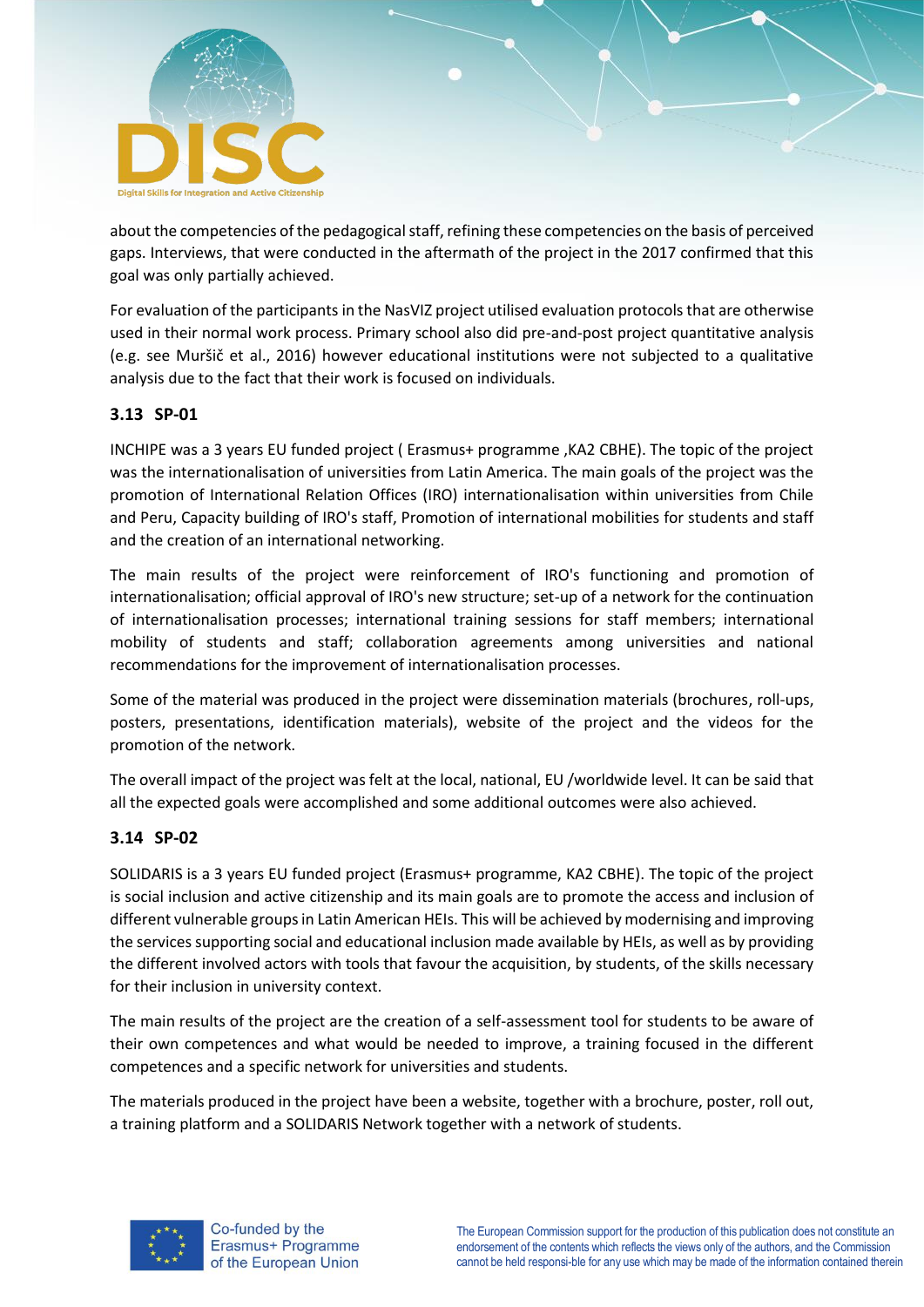about the competencies of the pedagogical staff, refining these competencies on the basis of perceived gaps. Interviews, that were conducted in the aftermath of the project in the 2017 confirmed that this goal was only partially achieved.

For evaluation of the participants in the NasVIZ project utilised evaluation protocols that are otherwise used in their normal work process. Primary school also did pre-and-post project quantitative analysis (e.g. see Muršič et al., 2016) however educational institutions were not subjected to a qualitative analysis due to the fact that their work is focused on individuals.

### 3.13 SP-01

INCHIPE was a 3 years EU funded project ( Erasmus+ programme ,KA2 CBHE). The topic of the project was the internationalisation of universities from Latin America. The main goals of the project was the promotion of International Relation Offices (IRO) internationalisation within universities from Chile and Peru, Capacity building of IRO's staff, Promotion of international mobilities for students and staff and the creation of an international networking.

The main results of the project were reinforcement of IRO's functioning and promotion of internationalisation; official approval of IRO's new structure; set-up of a network for the continuation of internationalisation processes; international training sessions for staff members; international mobility of students and staff; collaboration agreements among universities and national recommendations for the improvement of internationalisation processes.

Some of the material was produced in the project were dissemination materials (brochures, roll-ups, posters, presentations, identification materials), website of the project and the videos for the promotion of the network.

The overall impact of the project was felt at the local, national, EU /worldwide level. It can be said that all the expected goals were accomplished and some additional outcomes were also achieved.

### 3.14 SP-02

SOLIDARIS is a 3 years EU funded project (Erasmus+ programme, KA2 CBHE). The topic of the project is social inclusion and active citizenship and its main goals are to promote the access and inclusion of different vulnerable groups in Latin American HEIs. This will be achieved by modernising and improving the services supporting social and educational inclusion made available by HEIs, as well as by providing the different involved actors with tools that favour the acquisition, by students, of the skills necessary for their inclusion in university context.

The main results of the project are the creation of a self-assessment tool for students to be aware of their own competences and what would be needed to improve, a training focused in the different competences and a specific network for universities and students.

The materials produced in the project have been a website, together with a brochure, poster, roll out, a training platform and a SOLIDARIS Network together with a network of students.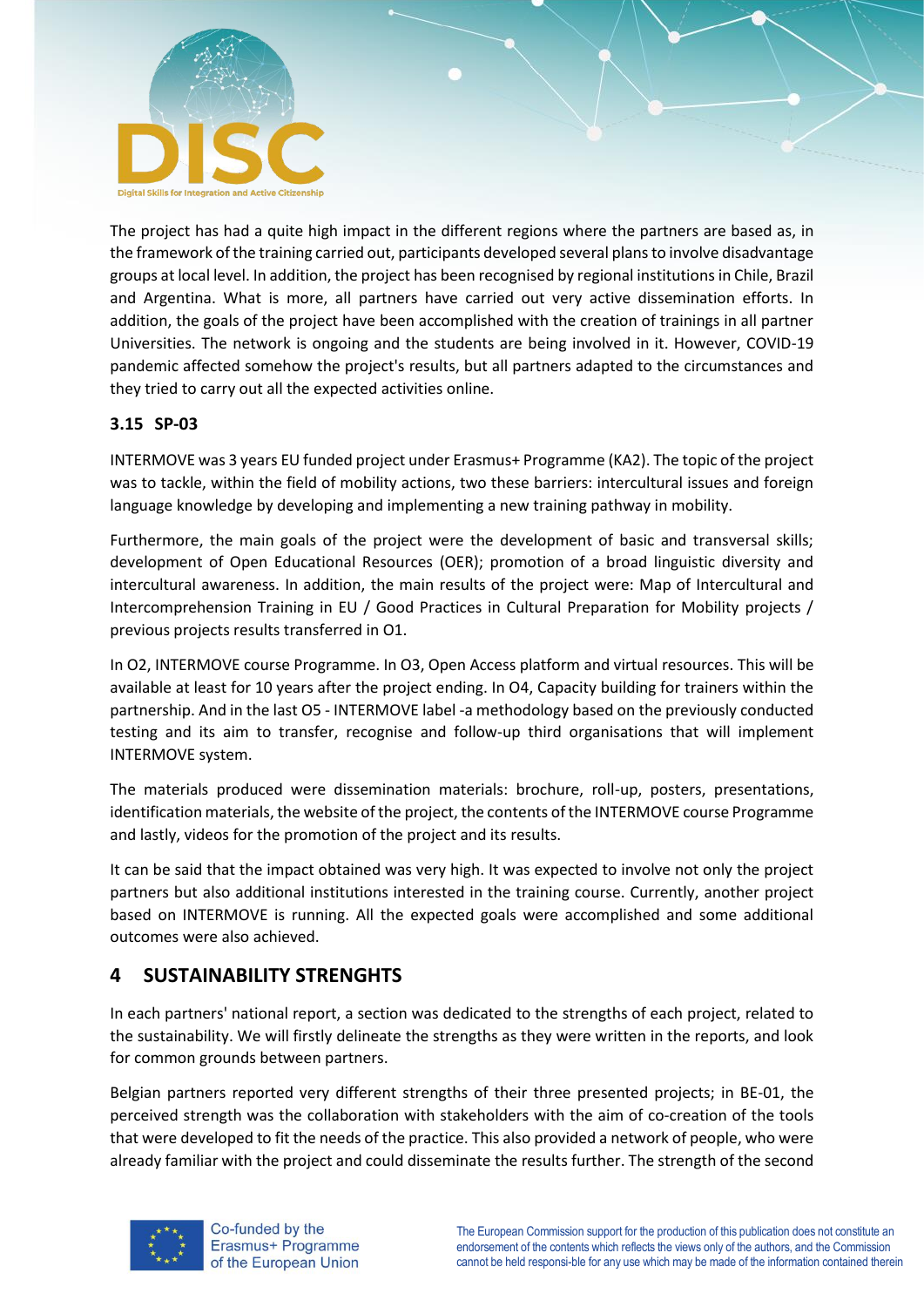The project has had a quite high impact in the different regions where the partners are based as, in the framework of the training carried out, participants developed several plans to involve disadvantage groups at local level. In addition, the project has been recognised by regional institutions in Chile, Brazil and Argentina. What is more, all partners have carried out very active dissemination efforts. In addition, the goals of the project have been accomplished with the creation of trainings in all partner Universities. The network is ongoing and the students are being involved in it. However, COVID-19 pandemic affected somehow the project's results, but all partners adapted to the circumstances and they tried to carry out all the expected activities online.

### 3.15 SP-03

INTERMOVE was 3 years EU funded project under Erasmus+ Programme (KA2). The topic of the project was to tackle, within the field of mobility actions, two these barriers: intercultural issues and foreign language knowledge by developing and implementing a new training pathway in mobility.

Furthermore, the main goals of the project were the development of basic and transversal skills; development of Open Educational Resources (OER); promotion of a broad linguistic diversity and intercultural awareness. In addition, the main results of the project were: Map of Intercultural and Intercomprehension Training in EU / Good Practices in Cultural Preparation for Mobility projects / previous projects results transferred in O1.

In O2, INTERMOVE course Programme. In O3, Open Access platform and virtual resources. This will be available at least for 10 years after the project ending. In O4, Capacity building for trainers within the partnership. And in the last O5 - INTERMOVE label -a methodology based on the previously conducted testing and its aim to transfer, recognise and follow-up third organisations that will implement INTERMOVE system.

The materials produced were dissemination materials: brochure, roll-up, posters, presentations, identification materials, the website of the project, the contents of the INTERMOVE course Programme and lastly, videos for the promotion of the project and its results.

It can be said that the impact obtained was very high. It was expected to involve not only the project partners but also additional institutions interested in the training course. Currently, another project based on INTERMOVE is running. All the expected goals were accomplished and some additional outcomes were also achieved.

## 4 SUSTAINABILITY STRENGHTS

In each partners' national report, a section was dedicated to the strengths of each project, related to the sustainability. We will firstly delineate the strengths as they were written in the reports, and look for common grounds between partners.

Belgian partners reported very different strengths of their three presented projects; in BE-01, the perceived strength was the collaboration with stakeholders with the aim of co-creation of the tools that were developed to fit the needs of the practice. This also provided a network of people, who were already familiar with the project and could disseminate the results further. The strength of the second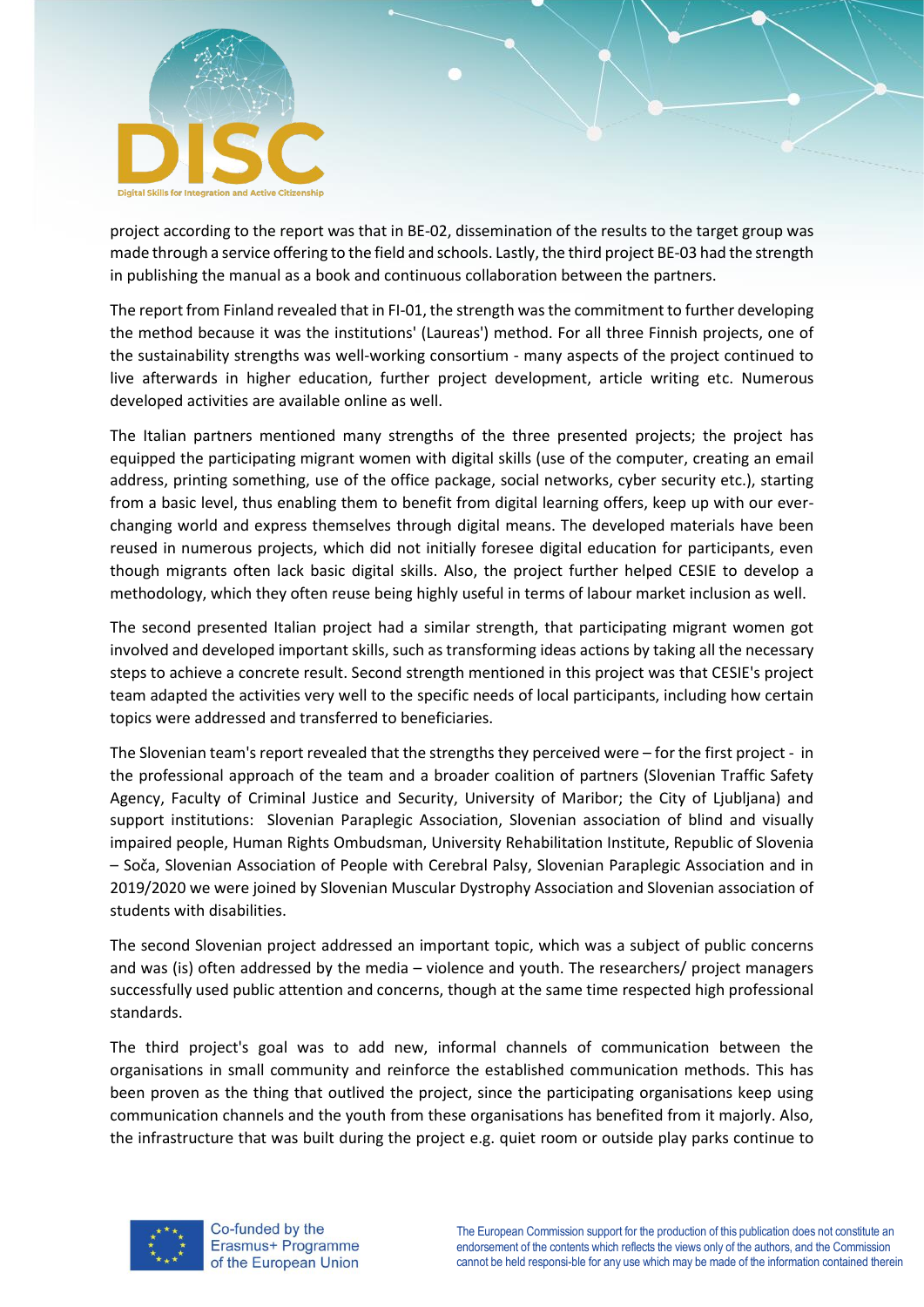project according to the report was that in BE-02, dissemination of the results to the target group was made through a service offering to the field and schools. Lastly, the third project BE-03 had the strength in publishing the manual as a book and continuous collaboration between the partners.

The report from Finland revealed that in FI-01, the strength was the commitment to further developing the method because it was the institutions' (Laureas') method. For all three Finnish projects, one of the sustainability strengths was well-working consortium - many aspects of the project continued to live afterwards in higher education, further project development, article writing etc. Numerous developed activities are available online as well.

The Italian partners mentioned many strengths of the three presented projects; the project has equipped the participating migrant women with digital skills (use of the computer, creating an email address, printing something, use of the office package, social networks, cyber security etc.), starting from a basic level, thus enabling them to benefit from digital learning offers, keep up with our ever-changing world and express themselves through digital means. The developed materials have been reused in numerous projects, which did not initially foresee digital education for participants, even though migrants often lack basic digital skills. Also, the project further helped CESIE to develop a methodology, which they often reuse being highly useful in terms of labour market inclusion as well.

The second presented Italian project had a similar strength, that participating migrant women got involved and developed important skills, such as transforming ideas actions by taking all the necessary steps to achieve a concrete result. Second strength mentioned in this project was that CESIE's project team adapted the activities very well to the specific needs of local participants, including how certain topics were addressed and transferred to beneficiaries.

The Slovenian team's report revealed that the strengths they perceived were – for the first project - in the professional approach of the team and a broader coalition of partners (Slovenian Traffic Safety Agency, Faculty of Criminal Justice and Security, University of Maribor; the City of Ljubljana) and support institutions: Slovenian Paraplegic Association, Slovenian association of blind and visually impaired people, Human Rights Ombudsman, University Rehabilitation Institute, Republic of Slovenia – Soča, Slovenian Association of People with Cerebral Palsy, Slovenian Paraplegic Association and in 2019/2020 we were joined by Slovenian Muscular Dystrophy Association and Slovenian association of students with disabilities.

The second Slovenian project addressed an important topic, which was a subject of public concerns and was (is) often addressed by the media – violence and youth. The researchers/ project managers successfully used public attention and concerns, though at the same time respected high professional standards.

The third project's goal was to add new, informal channels of communication between the organisations in small community and reinforce the established communication methods. This has been proven as the thing that outlived the project, since the participating organisations keep using communication channels and the youth from these organisations has benefited from it majorly. Also, the infrastructure that was built during the project e.g. quiet room or outside play parks continue to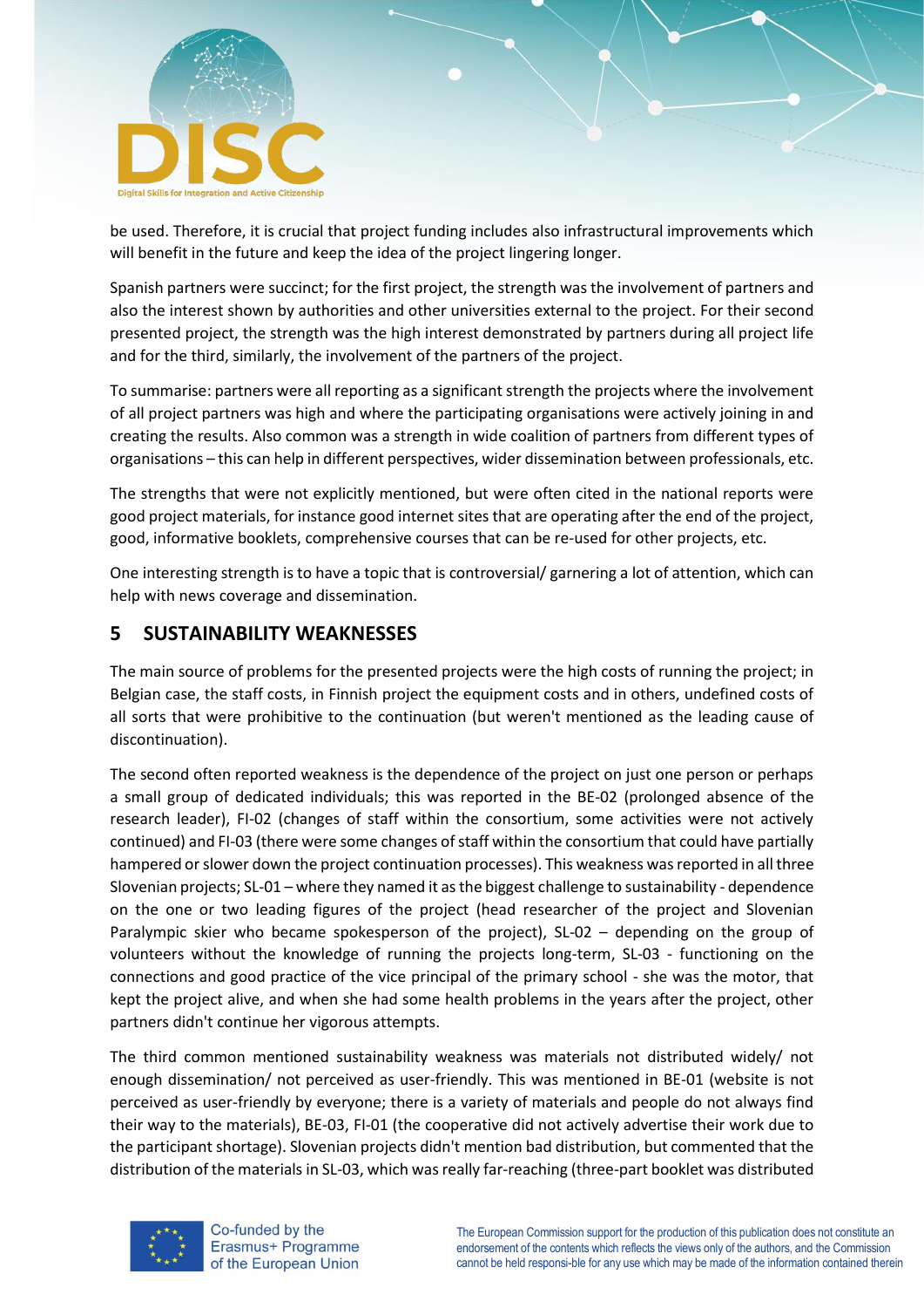be used. Therefore, it is crucial that project funding includes also infrastructural improvements which will benefit in the future and keep the idea of the project lingering longer.

Spanish partners were succinct; for the first project, the strength was the involvement of partners and also the interest shown by authorities and other universities external to the project. For their second presented project, the strength was the high interest demonstrated by partners during all project life and for the third, similarly, the involvement of the partners of the project.

To summarise: partners were all reporting as a significant strength the projects where the involvement of all project partners was high and where the participating organisations were actively joining in and creating the results. Also common was a strength in wide coalition of partners from different types of organisations – this can help in different perspectives, wider dissemination between professionals, etc.

The strengths that were not explicitly mentioned, but were often cited in the national reports were good project materials, for instance good internet sites that are operating after the end of the project, good, informative booklets, comprehensive courses that can be re-used for other projects, etc.

One interesting strength is to have a topic that is controversial/ garnering a lot of attention, which can help with news coverage and dissemination.

## 5 SUSTAINABILITY WEAKNESSES

The main source of problems for the presented projects were the high costs of running the project; in Belgian case, the staff costs, in Finnish project the equipment costs and in others, undefined costs of all sorts that were prohibitive to the continuation (but weren't mentioned as the leading cause of discontinuation).

The second often reported weakness is the dependence of the project on just one person or perhaps a small group of dedicated individuals; this was reported in the BE-02 (prolonged absence of the research leader), FI-02 (changes of staff within the consortium, some activities were not actively continued) and FI-03 (there were some changes of staff within the consortium that could have partially hampered or slower down the project continuation processes). This weakness was reported in all three Slovenian projects; SL-01 – where they named it as the biggest challenge to sustainability - dependence on the one or two leading figures of the project (head researcher of the project and Slovenian Paralympic skier who became spokesperson of the project), SL-02 – depending on the group of volunteers without the knowledge of running the projects long-term, SL-03 - functioning on the connections and good practice of the vice principal of the primary school - she was the motor, that kept the project alive, and when she had some health problems in the years after the project, other partners didn't continue her vigorous attempts.

The third common mentioned sustainability weakness was materials not distributed widely/ not enough dissemination/ not perceived as user-friendly. This was mentioned in BE-01 (website is not perceived as user-friendly by everyone; there is a variety of materials and people do not always find their way to the materials), BE-03, FI-01 (the cooperative did not actively advertise their work due to the participant shortage). Slovenian projects didn't mention bad distribution, but commented that the distribution of the materials in SL-03, which was really far-reaching (three-part booklet was distributed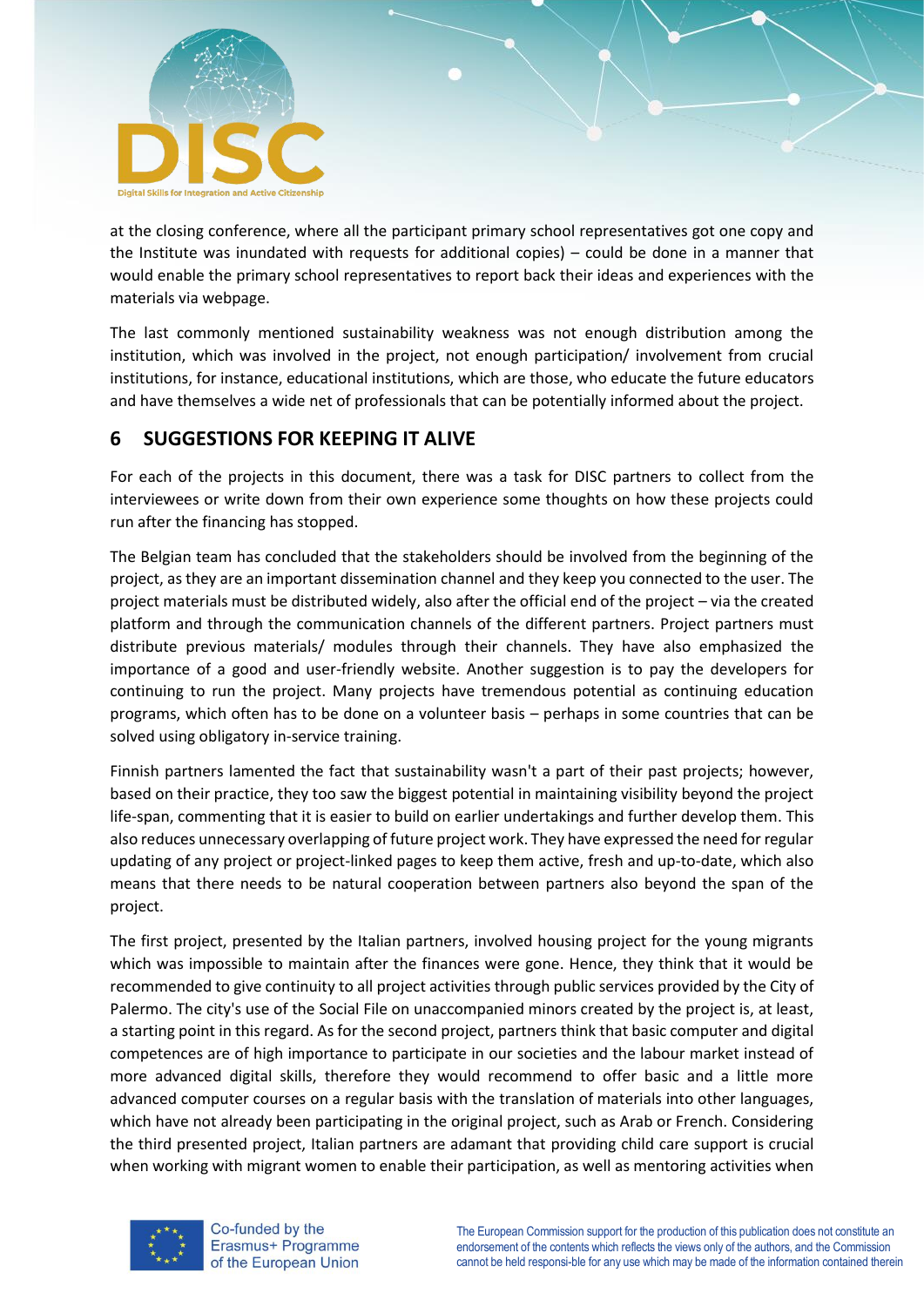at the closing conference, where all the participant primary school representatives got one copy and the Institute was inundated with requests for additional copies) – could be done in a manner that would enable the primary school representatives to report back their ideas and experiences with the materials via webpage.

The last commonly mentioned sustainability weakness was not enough distribution among the institution, which was involved in the project, not enough participation/ involvement from crucial institutions, for instance, educational institutions, which are those, who educate the future educators and have themselves a wide net of professionals that can be potentially informed about the project.

## 6 SUGGESTIONS FOR KEEPING IT ALIVE

For each of the projects in this document, there was a task for DISC partners to collect from the interviewees or write down from their own experience some thoughts on how these projects could run after the financing has stopped.

The Belgian team has concluded that the stakeholders should be involved from the beginning of the project, as they are an important dissemination channel and they keep you connected to the user. The project materials must be distributed widely, also after the official end of the project – via the created platform and through the communication channels of the different partners. Project partners must distribute previous materials/ modules through their channels. They have also emphasized the importance of a good and user-friendly website. Another suggestion is to pay the developers for continuing to run the project. Many projects have tremendous potential as continuing education programs, which often has to be done on a volunteer basis – perhaps in some countries that can be solved using obligatory in-service training.

Finnish partners lamented the fact that sustainability wasn't a part of their past projects; however, based on their practice, they too saw the biggest potential in maintaining visibility beyond the project life-span, commenting that it is easier to build on earlier undertakings and further develop them. This also reduces unnecessary overlapping of future project work. They have expressed the need for regular updating of any project or project-linked pages to keep them active, fresh and up-to-date, which also means that there needs to be natural cooperation between partners also beyond the span of the project.

The first project, presented by the Italian partners, involved housing project for the young migrants which was impossible to maintain after the finances were gone. Hence, they think that it would be recommended to give continuity to all project activities through public services provided by the City of Palermo. The city's use of the Social File on unaccompanied minors created by the project is, at least, a starting point in this regard. As for the second project, partners think that basic computer and digital competences are of high importance to participate in our societies and the labour market instead of more advanced digital skills, therefore they would recommend to offer basic and a little more advanced computer courses on a regular basis with the translation of materials into other languages, which have not already been participating in the original project, such as Arab or French. Considering the third presented project, Italian partners are adamant that providing child care support is crucial when working with migrant women to enable their participation, as well as mentoring activities when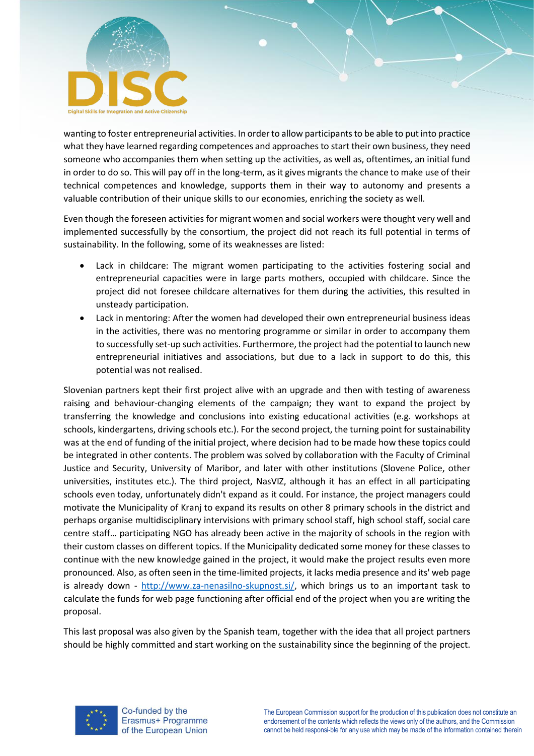wanting to foster entrepreneurial activities. In order to allow participants to be able to put into practice what they have learned regarding competences and approaches to start their own business, they need someone who accompanies them when setting up the activities, as well as, oftentimes, an initial fund in order to do so. This will pay off in the long-term, as it gives migrants the chance to make use of their technical competences and knowledge, supports them in their way to autonomy and presents a valuable contribution of their unique skills to our economies, enriching the society as well.

Even though the foreseen activities for migrant women and social workers were thought very well and implemented successfully by the consortium, the project did not reach its full potential in terms of sustainability. In the following, some of its weaknesses are listed:

- Lack in childcare: The migrant women participating to the activities fostering social and entrepreneurial capacities were in large parts mothers, occupied with childcare. Since the project did not foresee childcare alternatives for them during the activities, this resulted in unsteady participation.
- Lack in mentoring: After the women had developed their own entrepreneurial business ideas in the activities, there was no mentoring programme or similar in order to accompany them to successfully set-up such activities. Furthermore, the project had the potential to launch new entrepreneurial initiatives and associations, but due to a lack in support to do this, this potential was not realised.

Slovenian partners kept their first project alive with an upgrade and then with testing of awareness raising and behaviour-changing elements of the campaign; they want to expand the project by transferring the knowledge and conclusions into existing educational activities (e.g. workshops at schools, kindergartens, driving schools etc.). For the second project, the turning point for sustainability was at the end of funding of the initial project, where decision had to be made how these topics could be integrated in other contents. The problem was solved by collaboration with the Faculty of Criminal Justice and Security, University of Maribor, and later with other institutions (Slovene Police, other universities, institutes etc.). The third project, NasVIZ, although it has an effect in all participating schools even today, unfortunately didn't expand as it could. For instance, the project managers could motivate the Municipality of Kranj to expand its results on other 8 primary schools in the district and perhaps organise multidisciplinary intervisions with primary school staff, high school staff, social care centre staff… participating NGO has already been active in the majority of schools in the region with their custom classes on different topics. If the Municipality dedicated some money for these classes to continue with the new knowledge gained in the project, it would make the project results even more pronounced. Also, as often seen in the time-limited projects, it lacks media presence and its' web page is already down - http://www.za-nenasilno-skupnost.si/, which brings us to an important task to calculate the funds for web page functioning after official end of the project when you are writing the proposal.

This last proposal was also given by the Spanish team, together with the idea that all project partners should be highly committed and start working on the sustainability since the beginning of the project.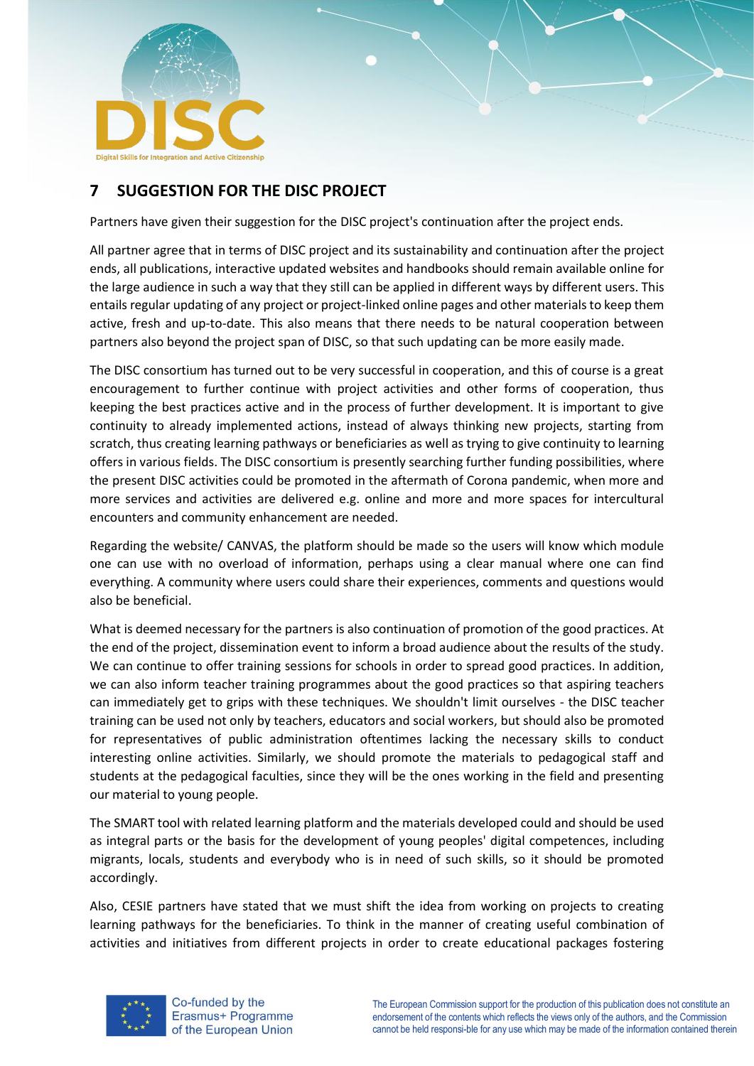## 7 SUGGESTION FOR THE DISC PROJECT

Partners have given their suggestion for the DISC project's continuation after the project ends.

All partner agree that in terms of DISC project and its sustainability and continuation after the project ends, all publications, interactive updated websites and handbooks should remain available online for the large audience in such a way that they still can be applied in different ways by different users. This entails regular updating of any project or project-linked online pages and other materials to keep them active, fresh and up-to-date. This also means that there needs to be natural cooperation between partners also beyond the project span of DISC, so that such updating can be more easily made.

The DISC consortium has turned out to be very successful in cooperation, and this of course is a great encouragement to further continue with project activities and other forms of cooperation, thus keeping the best practices active and in the process of further development. It is important to give continuity to already implemented actions, instead of always thinking new projects, starting from scratch, thus creating learning pathways or beneficiaries as well as trying to give continuity to learning offers in various fields. The DISC consortium is presently searching further funding possibilities, where the present DISC activities could be promoted in the aftermath of Corona pandemic, when more and more services and activities are delivered e.g. online and more and more spaces for intercultural encounters and community enhancement are needed.

Regarding the website/ CANVAS, the platform should be made so the users will know which module one can use with no overload of information, perhaps using a clear manual where one can find everything. A community where users could share their experiences, comments and questions would also be beneficial.

What is deemed necessary for the partners is also continuation of promotion of the good practices. At the end of the project, dissemination event to inform a broad audience about the results of the study. We can continue to offer training sessions for schools in order to spread good practices. In addition, we can also inform teacher training programmes about the good practices so that aspiring teachers can immediately get to grips with these techniques. We shouldn't limit ourselves - the DISC teacher training can be used not only by teachers, educators and social workers, but should also be promoted for representatives of public administration oftentimes lacking the necessary skills to conduct interesting online activities. Similarly, we should promote the materials to pedagogical staff and students at the pedagogical faculties, since they will be the ones working in the field and presenting our material to young people.

The SMART tool with related learning platform and the materials developed could and should be used as integral parts or the basis for the development of young peoples' digital competences, including migrants, locals, students and everybody who is in need of such skills, so it should be promoted accordingly.

Also, CESIE partners have stated that we must shift the idea from working on projects to creating learning pathways for the beneficiaries. To think in the manner of creating useful combination of activities and initiatives from different projects in order to create educational packages fostering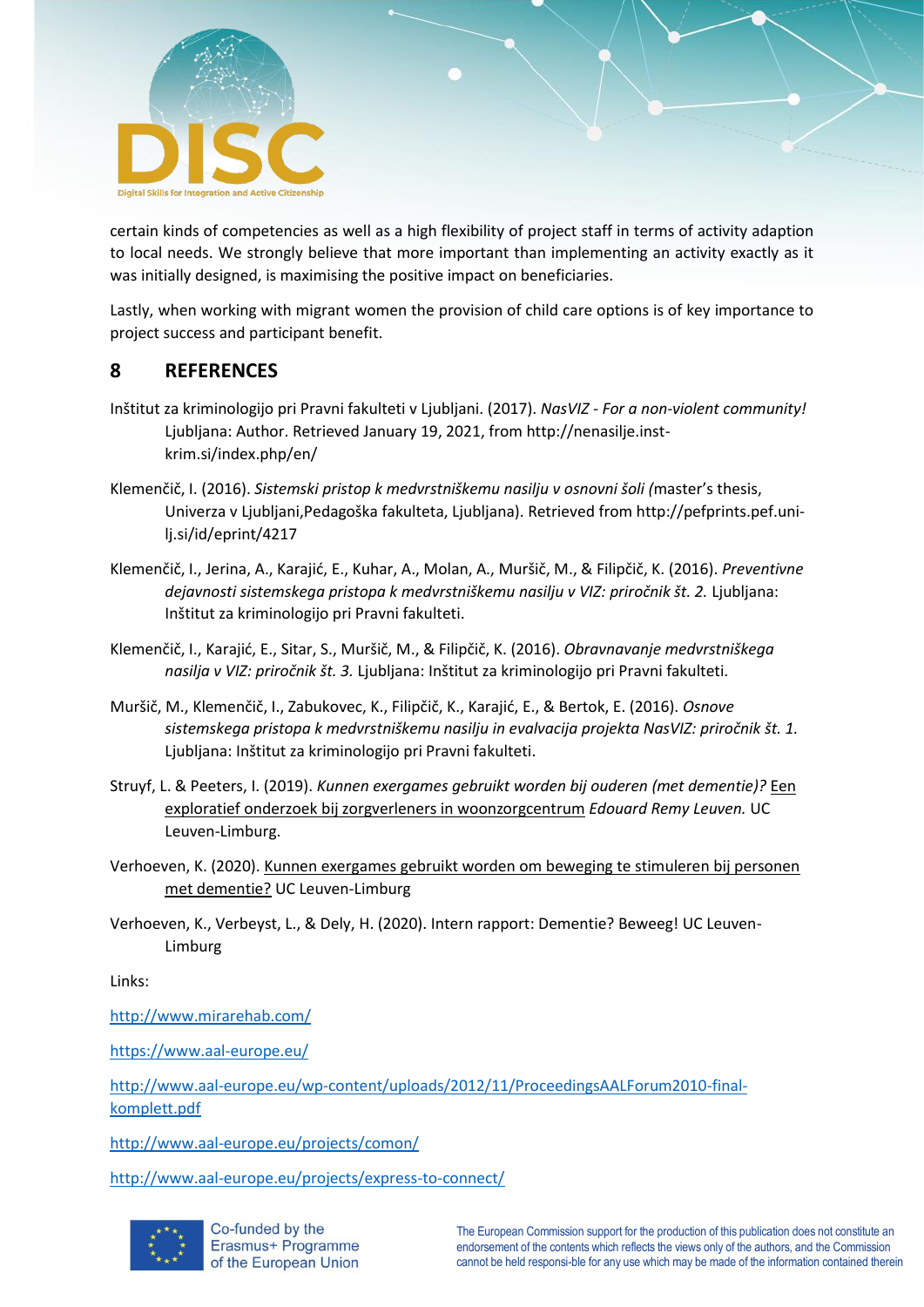certain kinds of competencies as well as a high flexibility of project staff in terms of activity adaption to local needs. We strongly believe that more important than implementing an activity exactly as it was initially designed, is maximising the positive impact on beneficiaries.

Lastly, when working with migrant women the provision of child care options is of key importance to project success and participant benefit.

## 8 REFERENCES

Inštitut za kriminologijo pri Pravni fakulteti v Ljubljani. (2017). *NasVIZ - For a non-violent community!* Ljubljana: Author. Retrieved January 19, 2021, from http://nenasilje.inst-krim.si/index.php/en/

Klemenčič, I. (2016). *Sistemski pristop k medvrstniškemu nasilju v osnovni šoli (*master's thesis, Univerza v Ljubljani,Pedagoška fakulteta, Ljubljana). Retrieved from http://pefprints.pef.uni-lj.si/id/eprint/4217

Klemenčič, I., Jerina, A., Karajić, E., Kuhar, A., Molan, A., Muršič, M., & Filipčič, K. (2016). *Preventivne dejavnosti sistemskega pristopa k medvrstniškemu nasilju v VIZ: priročnik št. 2.* Ljubljana: Inštitut za kriminologijo pri Pravni fakulteti.

Klemenčič, I., Karajić, E., Sitar, S., Muršič, M., & Filipčič, K. (2016). *Obravnavanje medvrstniškega nasilja v VIZ: priročnik št. 3.* Ljubljana: Inštitut za kriminologijo pri Pravni fakulteti.

Muršič, M., Klemenčič, I., Zabukovec, K., Filipčič, K., Karajić, E., & Bertok, E. (2016). *Osnove sistemskega pristopa k medvrstniškemu nasilju in evalvacija projekta NasVIZ: priročnik št. 1.* Ljubljana: Inštitut za kriminologijo pri Pravni fakulteti.

Struyf, L. & Peeters, I. (2019). *Kunnen exergames gebruikt worden bij ouderen (met dementie)?* Een exploratief onderzoek bij zorgverleners in woonzorgcentrum *Edouard Remy Leuven.* UC Leuven-Limburg.

Verhoeven, K. (2020). Kunnen exergames gebruikt worden om beweging te stimuleren bij personen met dementie? UC Leuven-Limburg

Verhoeven, K., Verbeyst, L., & Dely, H. (2020). Intern rapport: Dementie? Beweeg! UC Leuven-Limburg

Links:

http://www.mirarehab.com/

https://www.aal-europe.eu/

http://www.aal-europe.eu/wp-content/uploads/2012/11/ProceedingsAALForum2010-final-komplett.pdf

http://www.aal-europe.eu/projects/comon/

http://www.aal-europe.eu/projects/express-to-connect/